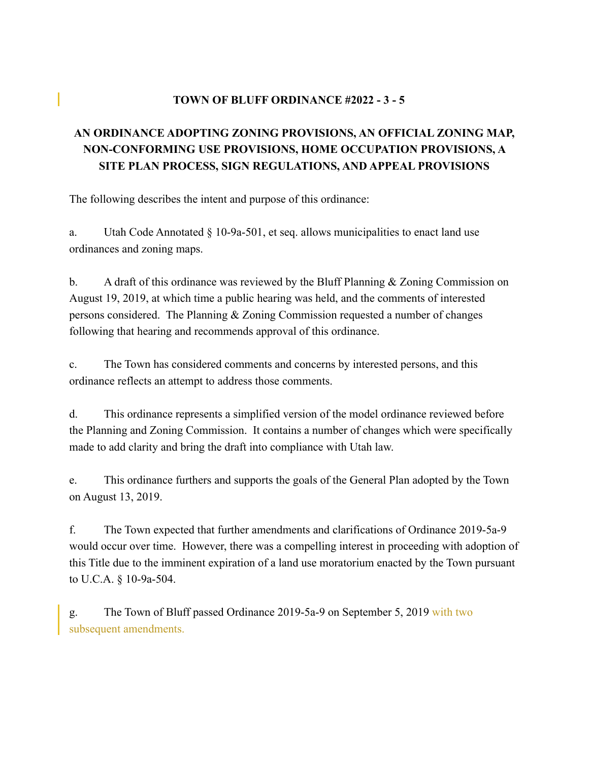**TOWN OF BLUFF ORDINANCE #2022 - 3 - 5**

**AN ORDINANCE ADOPTING ZONING PROVISIONS, AN OFFICIAL ZONING MAP, NON-CONFORMING USE PROVISIONS, HOME OCCUPATION PROVISIONS, A SITE PLAN PROCESS, SIGN REGULATIONS, AND APPEAL PROVISIONS**

The following describes the intent and purpose of this ordinance:

a. Utah Code Annotated § 10-9a-501, et seq. allows municipalities to enact land use ordinances and zoning maps.

b. A draft of this ordinance was reviewed by the Bluff Planning & Zoning Commission on August 19, 2019, at which time a public hearing was held, and the comments of interested persons considered. The Planning & Zoning Commission requested a number of changes following that hearing and recommends approval of this ordinance.

c. The Town has considered comments and concerns by interested persons, and this ordinance reflects an attempt to address those comments.

d. This ordinance represents a simplified version of the model ordinance reviewed before the Planning and Zoning Commission. It contains a number of changes which were specifically made to add clarity and bring the draft into compliance with Utah law.

e. This ordinance furthers and supports the goals of the General Plan adopted by the Town on August 13, 2019.

f. The Town expected that further amendments and clarifications of Ordinance 2019-5a-9 would occur over time. However, there was a compelling interest in proceeding with adoption of this Title due to the imminent expiration of a land use moratorium enacted by the Town pursuant to U.C.A. § 10-9a-504.

g. The Town of Bluff passed Ordinance 2019-5a-9 on September 5, 2019 with two subsequent amendments.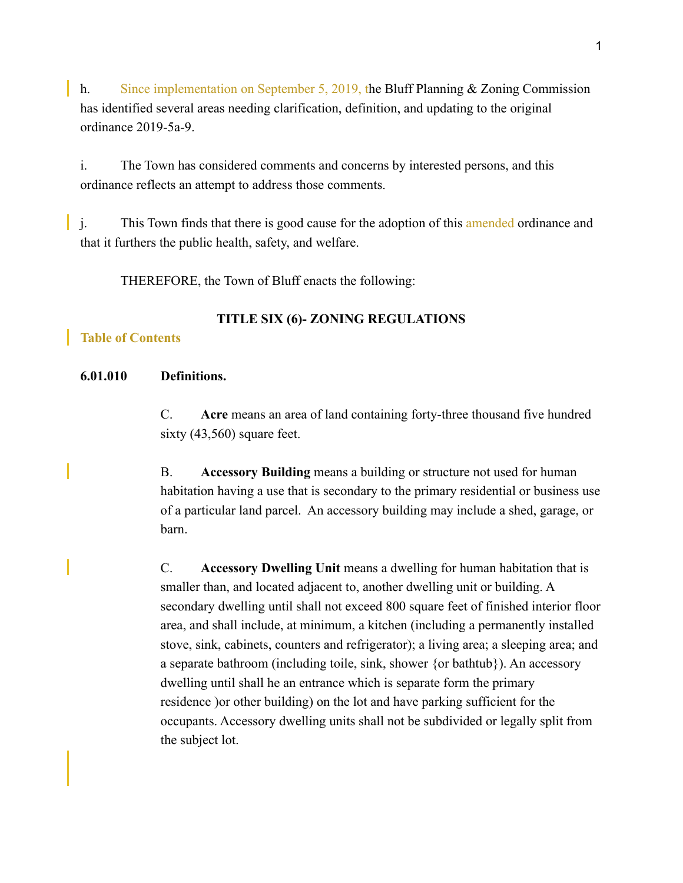h. Since implementation on September 5, 2019, the Bluff Planning & Zoning Commission has identified several areas needing clarification, definition, and updating to the original ordinance 2019-5a-9.

i. The Town has considered comments and concerns by interested persons, and this ordinance reflects an attempt to address those comments.

j. This Town finds that there is good cause for the adoption of this amended ordinance and that it furthers the public health, safety, and welfare.

THEREFORE, the Town of Bluff enacts the following:

## TITLE SIX (6)- ZONING REGULATIONS

**Table of Contents**

### 6.01.010 Definitions.

C. **Acre** means an area of land containing forty-three thousand five hundred sixty (43,560) square feet.

B. **Accessory Building** means a building or structure not used for human habitation having a use that is secondary to the primary residential or business use of a particular land parcel. An accessory building may include a shed, garage, or barn.

C. **Accessory Dwelling Unit** means a dwelling for human habitation that is smaller than, and located adjacent to, another dwelling unit or building. A secondary dwelling until shall not exceed 800 square feet of finished interior floor area, and shall include, at minimum, a kitchen (including a permanently installed stove, sink, cabinets, counters and refrigerator); a living area; a sleeping area; and a separate bathroom (including toile, sink, shower {or bathtub}). An accessory dwelling until shall he an entrance which is separate form the primary residence )or other building) on the lot and have parking sufficient for the occupants. Accessory dwelling units shall not be subdivided or legally split from the subject lot.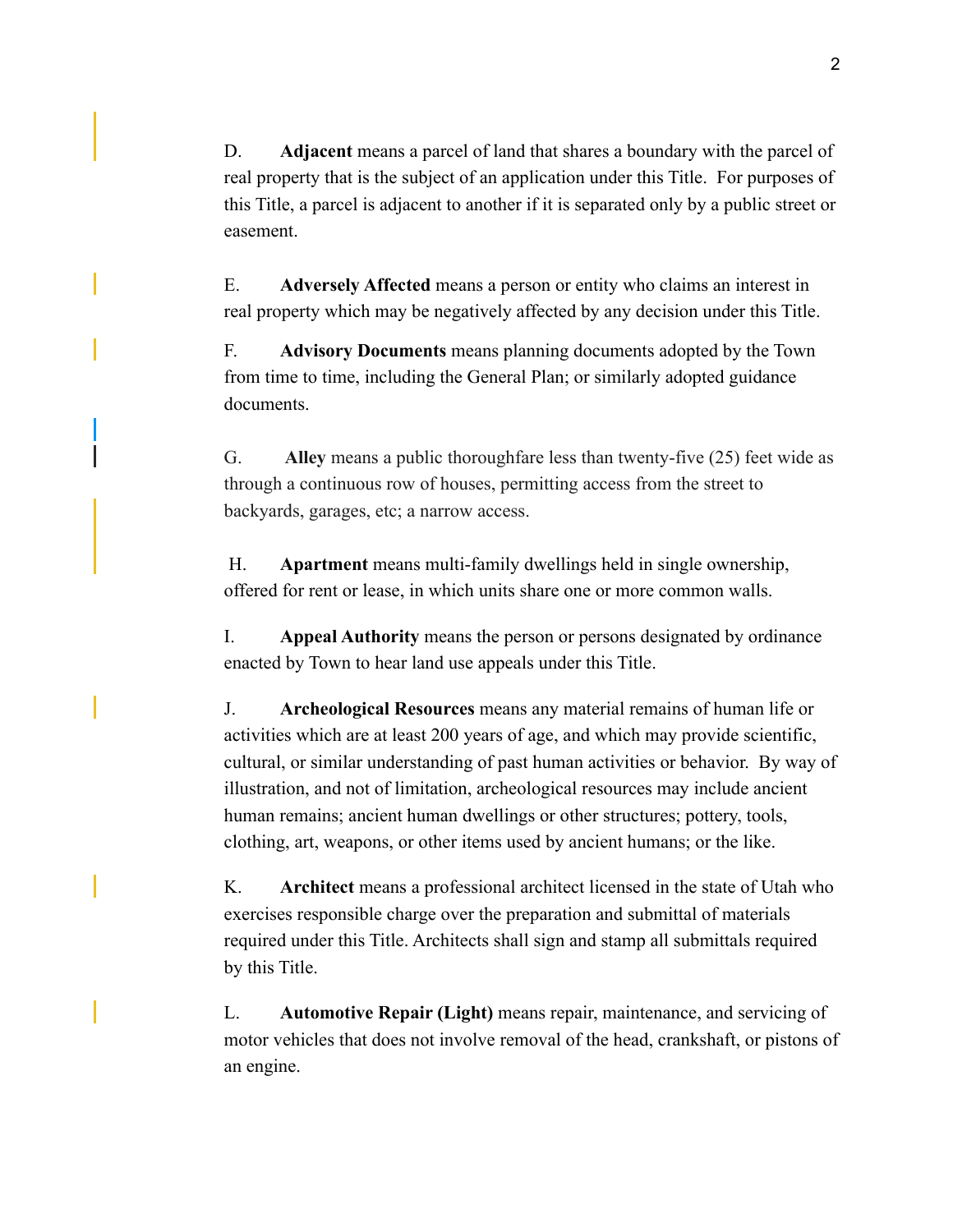D. **Adjacent** means a parcel of land that shares a boundary with the parcel of real property that is the subject of an application under this Title. For purposes of this Title, a parcel is adjacent to another if it is separated only by a public street or easement.

E. **Adversely Affected** means a person or entity who claims an interest in real property which may be negatively affected by any decision under this Title.

F. **Advisory Documents** means planning documents adopted by the Town from time to time, including the General Plan; or similarly adopted guidance documents.

G. **Alley** means a public thoroughfare less than twenty-five (25) feet wide as through a continuous row of houses, permitting access from the street to backyards, garages, etc; a narrow access.

H. **Apartment** means multi-family dwellings held in single ownership, offered for rent or lease, in which units share one or more common walls.

I. **Appeal Authority** means the person or persons designated by ordinance enacted by Town to hear land use appeals under this Title.

J. **Archeological Resources** means any material remains of human life or activities which are at least 200 years of age, and which may provide scientific, cultural, or similar understanding of past human activities or behavior. By way of illustration, and not of limitation, archeological resources may include ancient human remains; ancient human dwellings or other structures; pottery, tools, clothing, art, weapons, or other items used by ancient humans; or the like.

K. **Architect** means a professional architect licensed in the state of Utah who exercises responsible charge over the preparation and submittal of materials required under this Title. Architects shall sign and stamp all submittals required by this Title.

L. **Automotive Repair (Light)** means repair, maintenance, and servicing of motor vehicles that does not involve removal of the head, crankshaft, or pistons of an engine.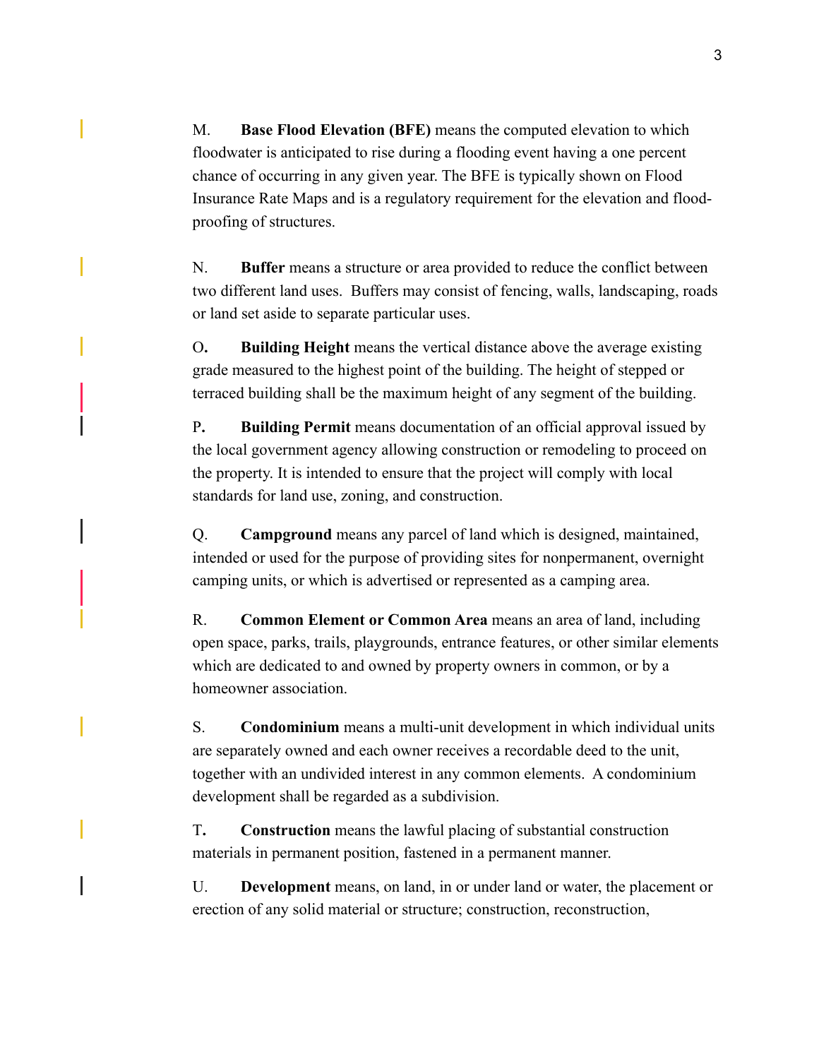M. **Base Flood Elevation (BFE)** means the computed elevation to which floodwater is anticipated to rise during a flooding event having a one percent chance of occurring in any given year. The BFE is typically shown on Flood Insurance Rate Maps and is a regulatory requirement for the elevation and flood-proofing of structures.

N. **Buffer** means a structure or area provided to reduce the conflict between two different land uses. Buffers may consist of fencing, walls, landscaping, roads or land set aside to separate particular uses.

O**.** **Building Height** means the vertical distance above the average existing grade measured to the highest point of the building. The height of stepped or terraced building shall be the maximum height of any segment of the building.

P**.** **Building Permit** means documentation of an official approval issued by the local government agency allowing construction or remodeling to proceed on the property. It is intended to ensure that the project will comply with local standards for land use, zoning, and construction.

Q. **Campground** means any parcel of land which is designed, maintained, intended or used for the purpose of providing sites for nonpermanent, overnight camping units, or which is advertised or represented as a camping area.

R. **Common Element or Common Area** means an area of land, including open space, parks, trails, playgrounds, entrance features, or other similar elements which are dedicated to and owned by property owners in common, or by a homeowner association.

S. **Condominium** means a multi-unit development in which individual units are separately owned and each owner receives a recordable deed to the unit, together with an undivided interest in any common elements. A condominium development shall be regarded as a subdivision.

T**.** **Construction** means the lawful placing of substantial construction materials in permanent position, fastened in a permanent manner.

U. **Development** means, on land, in or under land or water, the placement or erection of any solid material or structure; construction, reconstruction,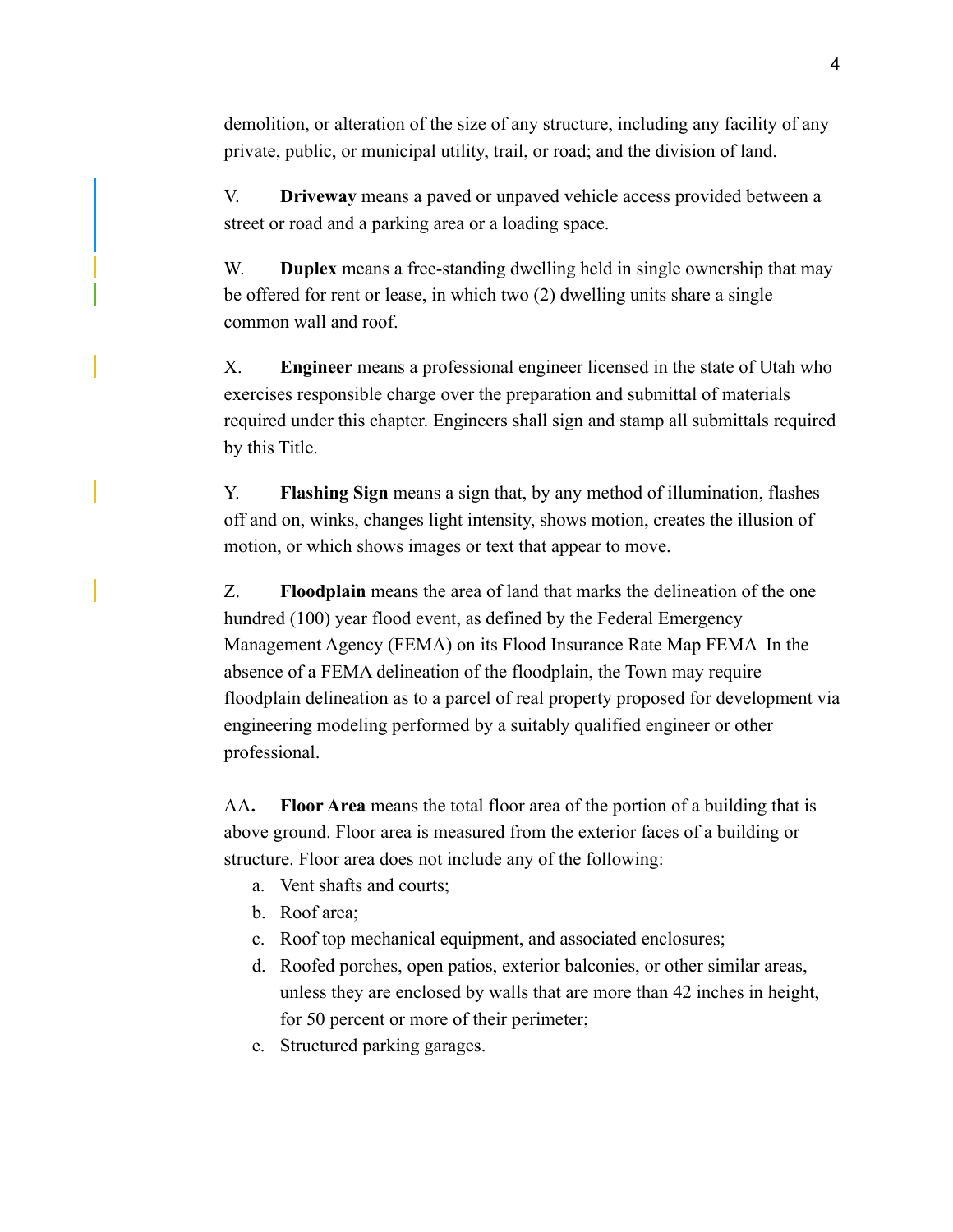demolition, or alteration of the size of any structure, including any facility of any private, public, or municipal utility, trail, or road; and the division of land.

V. **Driveway** means a paved or unpaved vehicle access provided between a street or road and a parking area or a loading space.

W. **Duplex** means a free-standing dwelling held in single ownership that may be offered for rent or lease, in which two (2) dwelling units share a single common wall and roof.

X. **Engineer** means a professional engineer licensed in the state of Utah who exercises responsible charge over the preparation and submittal of materials required under this chapter. Engineers shall sign and stamp all submittals required by this Title.

Y. **Flashing Sign** means a sign that, by any method of illumination, flashes off and on, winks, changes light intensity, shows motion, creates the illusion of motion, or which shows images or text that appear to move.

Z. **Floodplain** means the area of land that marks the delineation of the one hundred (100) year flood event, as defined by the Federal Emergency Management Agency (FEMA) on its Flood Insurance Rate Map FEMA In the absence of a FEMA delineation of the floodplain, the Town may require floodplain delineation as to a parcel of real property proposed for development via engineering modeling performed by a suitably qualified engineer or other professional.

AA**.** **Floor Area** means the total floor area of the portion of a building that is above ground. Floor area is measured from the exterior faces of a building or structure. Floor area does not include any of the following:

a. Vent shafts and courts;
b. Roof area;
c. Roof top mechanical equipment, and associated enclosures;
d. Roofed porches, open patios, exterior balconies, or other similar areas, unless they are enclosed by walls that are more than 42 inches in height, for 50 percent or more of their perimeter;
e. Structured parking garages.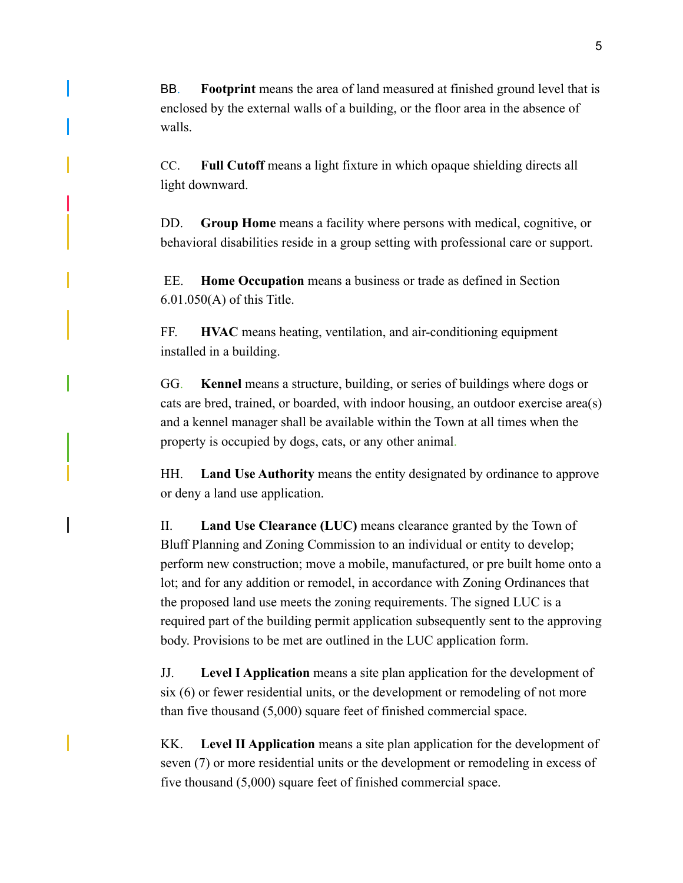BB. **Footprint** means the area of land measured at finished ground level that is enclosed by the external walls of a building, or the floor area in the absence of walls.

CC. **Full Cutoff** means a light fixture in which opaque shielding directs all light downward.

DD. **Group Home** means a facility where persons with medical, cognitive, or behavioral disabilities reside in a group setting with professional care or support.

EE. **Home Occupation** means a business or trade as defined in Section 6.01.050(A) of this Title.

FF. **HVAC** means heating, ventilation, and air-conditioning equipment installed in a building.

GG. **Kennel** means a structure, building, or series of buildings where dogs or cats are bred, trained, or boarded, with indoor housing, an outdoor exercise area(s) and a kennel manager shall be available within the Town at all times when the property is occupied by dogs, cats, or any other animal.

HH. **Land Use Authority** means the entity designated by ordinance to approve or deny a land use application.

II. **Land Use Clearance (LUC)** means clearance granted by the Town of Bluff Planning and Zoning Commission to an individual or entity to develop; perform new construction; move a mobile, manufactured, or pre built home onto a lot; and for any addition or remodel, in accordance with Zoning Ordinances that the proposed land use meets the zoning requirements. The signed LUC is a required part of the building permit application subsequently sent to the approving body. Provisions to be met are outlined in the LUC application form.

JJ. **Level I Application** means a site plan application for the development of six (6) or fewer residential units, or the development or remodeling of not more than five thousand (5,000) square feet of finished commercial space.

KK. **Level II Application** means a site plan application for the development of seven (7) or more residential units or the development or remodeling in excess of five thousand (5,000) square feet of finished commercial space.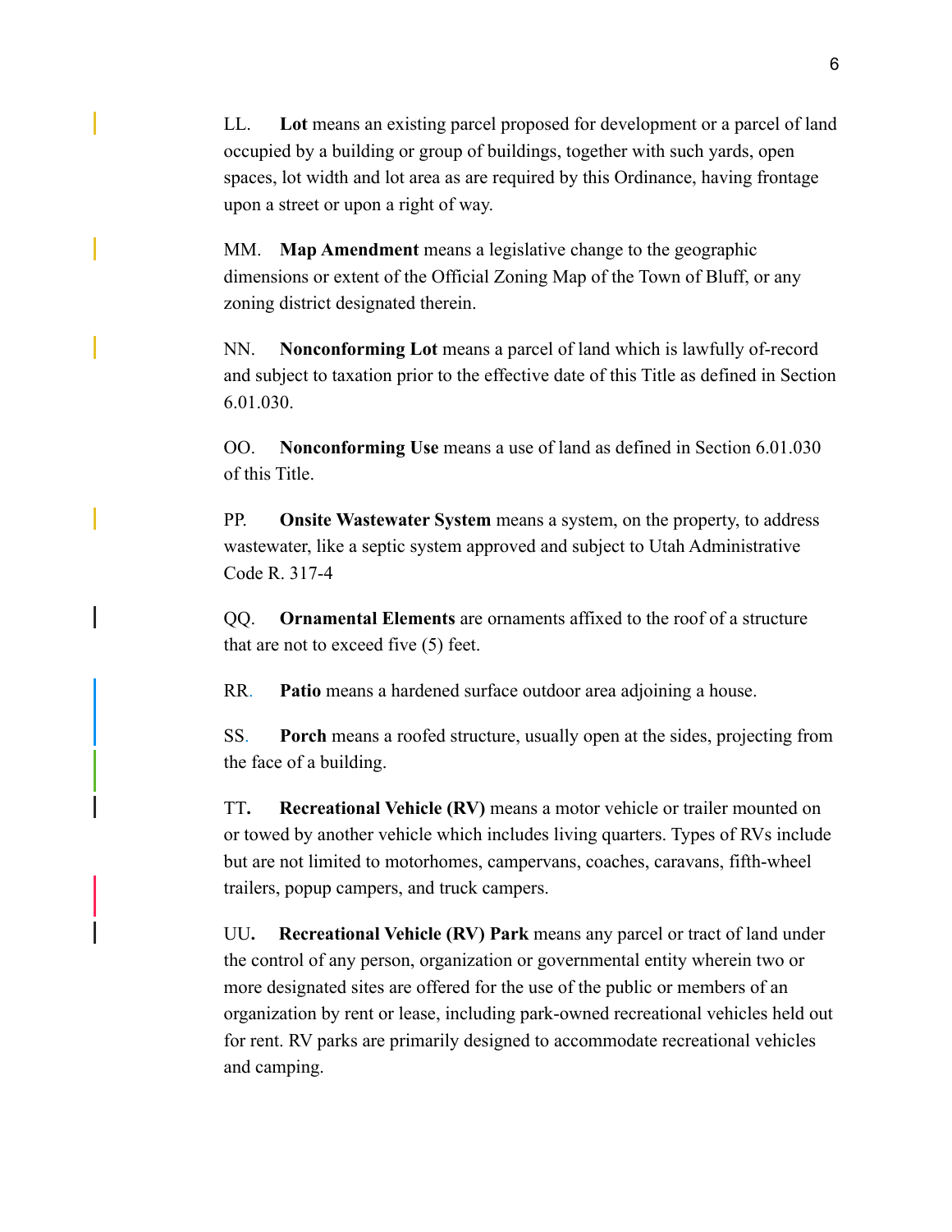LL. **Lot** means an existing parcel proposed for development or a parcel of land occupied by a building or group of buildings, together with such yards, open spaces, lot width and lot area as are required by this Ordinance, having frontage upon a street or upon a right of way.

MM. **Map Amendment** means a legislative change to the geographic dimensions or extent of the Official Zoning Map of the Town of Bluff, or any zoning district designated therein.

NN. **Nonconforming Lot** means a parcel of land which is lawfully of-record and subject to taxation prior to the effective date of this Title as defined in Section 6.01.030.

OO. **Nonconforming Use** means a use of land as defined in Section 6.01.030 of this Title.

PP. **Onsite Wastewater System** means a system, on the property, to address wastewater, like a septic system approved and subject to Utah Administrative Code R. 317-4

QQ. **Ornamental Elements** are ornaments affixed to the roof of a structure that are not to exceed five (5) feet.

RR. **Patio** means a hardened surface outdoor area adjoining a house.

SS. **Porch** means a roofed structure, usually open at the sides, projecting from the face of a building.

TT**.** **Recreational Vehicle (RV)** means a motor vehicle or trailer mounted on or towed by another vehicle which includes living quarters. Types of RVs include but are not limited to motorhomes, campervans, coaches, caravans, fifth-wheel trailers, popup campers, and truck campers.

UU**.** **Recreational Vehicle (RV) Park** means any parcel or tract of land under the control of any person, organization or governmental entity wherein two or more designated sites are offered for the use of the public or members of an organization by rent or lease, including park-owned recreational vehicles held out for rent. RV parks are primarily designed to accommodate recreational vehicles and camping.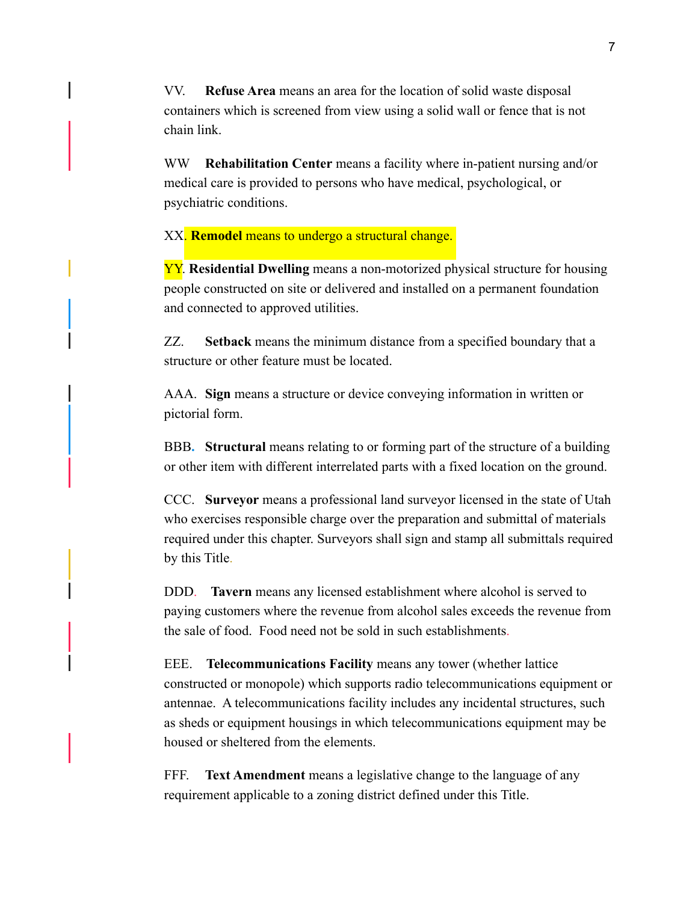VV. **Refuse Area** means an area for the location of solid waste disposal containers which is screened from view using a solid wall or fence that is not chain link.

WW **Rehabilitation Center** means a facility where in-patient nursing and/or medical care is provided to persons who have medical, psychological, or psychiatric conditions.

XX. **Remodel** means to undergo a structural change.

YY. **Residential Dwelling** means a non-motorized physical structure for housing people constructed on site or delivered and installed on a permanent foundation and connected to approved utilities.

ZZ. **Setback** means the minimum distance from a specified boundary that a structure or other feature must be located.

AAA. **Sign** means a structure or device conveying information in written or pictorial form.

BBB. **Structural** means relating to or forming part of the structure of a building or other item with different interrelated parts with a fixed location on the ground.

CCC. **Surveyor** means a professional land surveyor licensed in the state of Utah who exercises responsible charge over the preparation and submittal of materials required under this chapter. Surveyors shall sign and stamp all submittals required by this Title.

DDD. **Tavern** means any licensed establishment where alcohol is served to paying customers where the revenue from alcohol sales exceeds the revenue from the sale of food. Food need not be sold in such establishments.

EEE. **Telecommunications Facility** means any tower (whether lattice constructed or monopole) which supports radio telecommunications equipment or antennae. A telecommunications facility includes any incidental structures, such as sheds or equipment housings in which telecommunications equipment may be housed or sheltered from the elements.

FFF. **Text Amendment** means a legislative change to the language of any requirement applicable to a zoning district defined under this Title.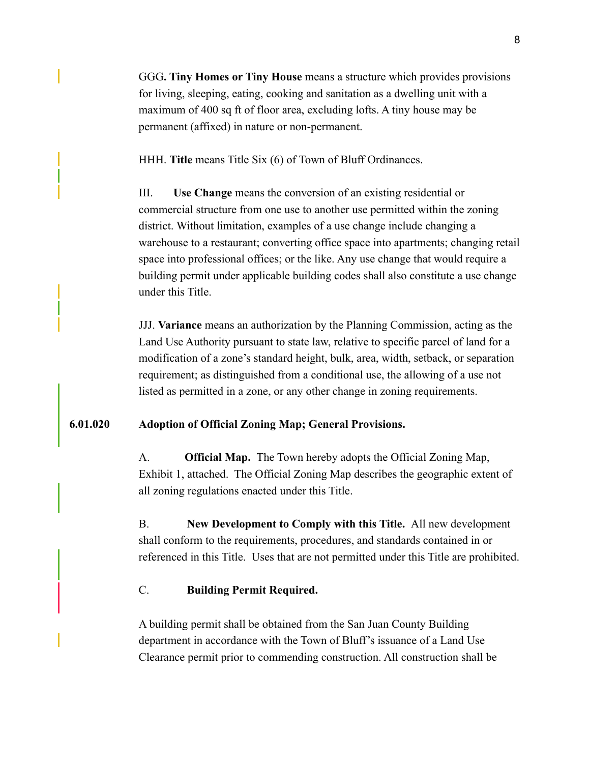GGG**. Tiny Homes or Tiny House** means a structure which provides provisions for living, sleeping, eating, cooking and sanitation as a dwelling unit with a maximum of 400 sq ft of floor area, excluding lofts. A tiny house may be permanent (affixed) in nature or non-permanent.

HHH. **Title** means Title Six (6) of Town of Bluff Ordinances.

III. **Use Change** means the conversion of an existing residential or commercial structure from one use to another use permitted within the zoning district. Without limitation, examples of a use change include changing a warehouse to a restaurant; converting office space into apartments; changing retail space into professional offices; or the like. Any use change that would require a building permit under applicable building codes shall also constitute a use change under this Title.

JJJ. **Variance** means an authorization by the Planning Commission, acting as the Land Use Authority pursuant to state law, relative to specific parcel of land for a modification of a zone's standard height, bulk, area, width, setback, or separation requirement; as distinguished from a conditional use, the allowing of a use not listed as permitted in a zone, or any other change in zoning requirements.

**6.01.020 Adoption of Official Zoning Map; General Provisions.**

A. **Official Map.** The Town hereby adopts the Official Zoning Map, Exhibit 1, attached. The Official Zoning Map describes the geographic extent of all zoning regulations enacted under this Title.

B. **New Development to Comply with this Title.** All new development shall conform to the requirements, procedures, and standards contained in or referenced in this Title. Uses that are not permitted under this Title are prohibited.

C. **Building Permit Required.**

A building permit shall be obtained from the San Juan County Building department in accordance with the Town of Bluff's issuance of a Land Use Clearance permit prior to commending construction. All construction shall be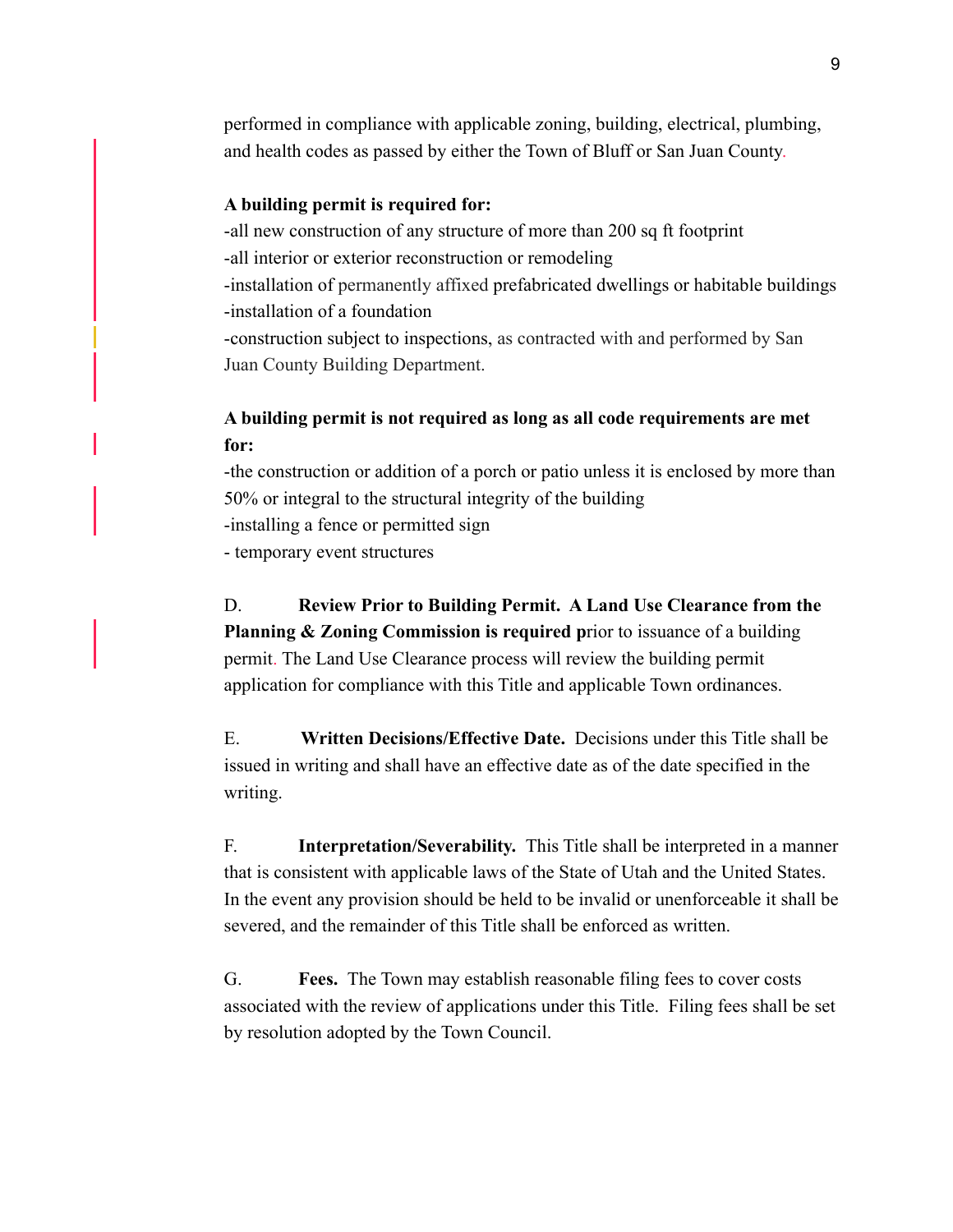performed in compliance with applicable zoning, building, electrical, plumbing, and health codes as passed by either the Town of Bluff or San Juan County.

**A building permit is required for:**

-all new construction of any structure of more than 200 sq ft footprint
-all interior or exterior reconstruction or remodeling
-installation of permanently affixed prefabricated dwellings or habitable buildings
-installation of a foundation
-construction subject to inspections, as contracted with and performed by San Juan County Building Department.

**A building permit is not required as long as all code requirements are met for:**

-the construction or addition of a porch or patio unless it is enclosed by more than 50% or integral to the structural integrity of the building
-installing a fence or permitted sign
- temporary event structures

D. **Review Prior to Building Permit. A Land Use Clearance from the Planning & Zoning Commission is required p**rior to issuance of a building permit. The Land Use Clearance process will review the building permit application for compliance with this Title and applicable Town ordinances.

E. **Written Decisions/Effective Date.** Decisions under this Title shall be issued in writing and shall have an effective date as of the date specified in the writing.

F. **Interpretation/Severability.** This Title shall be interpreted in a manner that is consistent with applicable laws of the State of Utah and the United States. In the event any provision should be held to be invalid or unenforceable it shall be severed, and the remainder of this Title shall be enforced as written.

G. **Fees.** The Town may establish reasonable filing fees to cover costs associated with the review of applications under this Title. Filing fees shall be set by resolution adopted by the Town Council.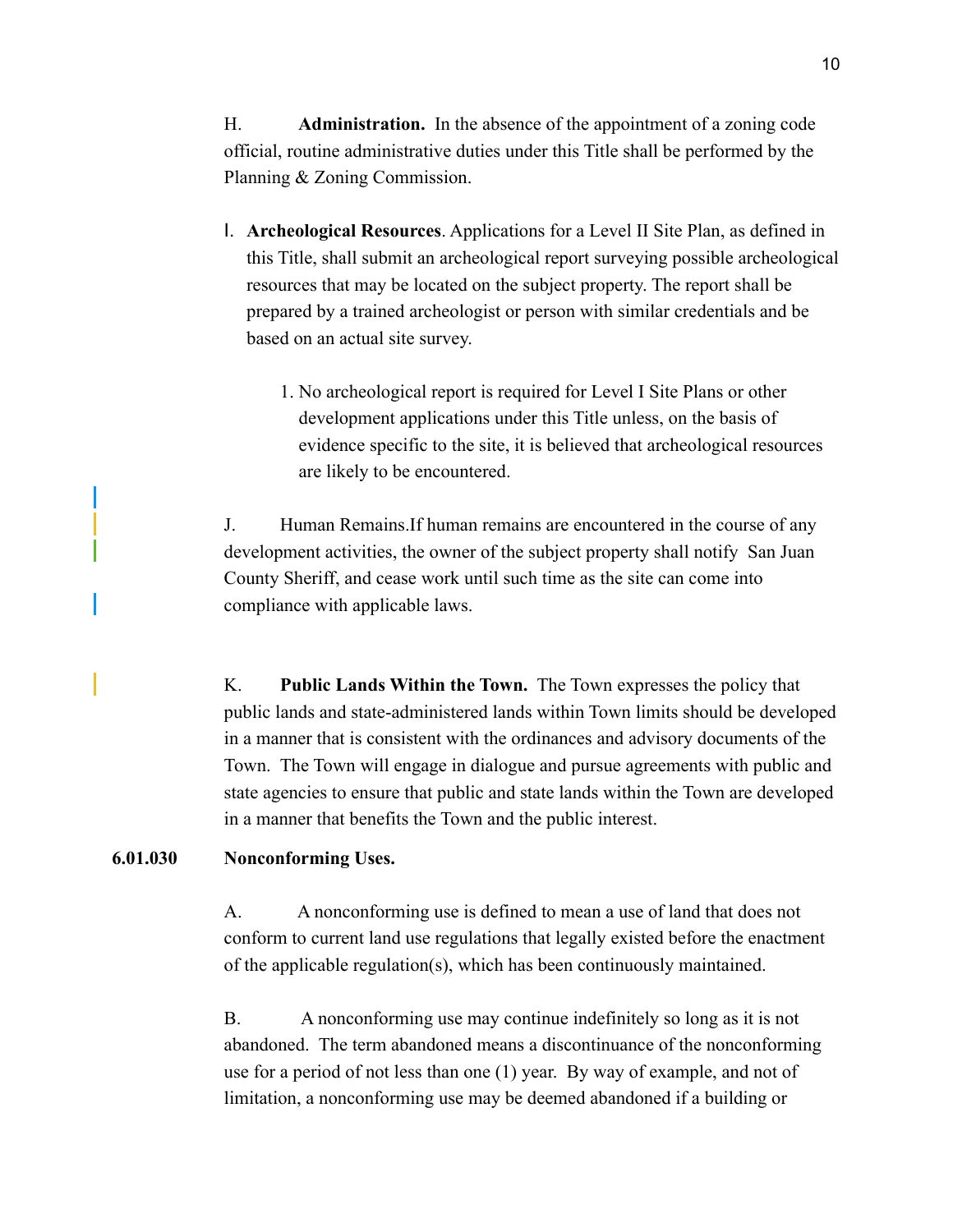H. **Administration.** In the absence of the appointment of a zoning code official, routine administrative duties under this Title shall be performed by the Planning & Zoning Commission.

I. **Archeological Resources**. Applications for a Level II Site Plan, as defined in this Title, shall submit an archeological report surveying possible archeological resources that may be located on the subject property. The report shall be prepared by a trained archeologist or person with similar credentials and be based on an actual site survey.

1. No archeological report is required for Level I Site Plans or other development applications under this Title unless, on the basis of evidence specific to the site, it is believed that archeological resources are likely to be encountered.

J. Human Remains.If human remains are encountered in the course of any development activities, the owner of the subject property shall notify San Juan County Sheriff, and cease work until such time as the site can come into compliance with applicable laws.

K. **Public Lands Within the Town.** The Town expresses the policy that public lands and state-administered lands within Town limits should be developed in a manner that is consistent with the ordinances and advisory documents of the Town. The Town will engage in dialogue and pursue agreements with public and state agencies to ensure that public and state lands within the Town are developed in a manner that benefits the Town and the public interest.

**6.01.030 Nonconforming Uses.**

A. A nonconforming use is defined to mean a use of land that does not conform to current land use regulations that legally existed before the enactment of the applicable regulation(s), which has been continuously maintained.

B. A nonconforming use may continue indefinitely so long as it is not abandoned. The term abandoned means a discontinuance of the nonconforming use for a period of not less than one (1) year. By way of example, and not of limitation, a nonconforming use may be deemed abandoned if a building or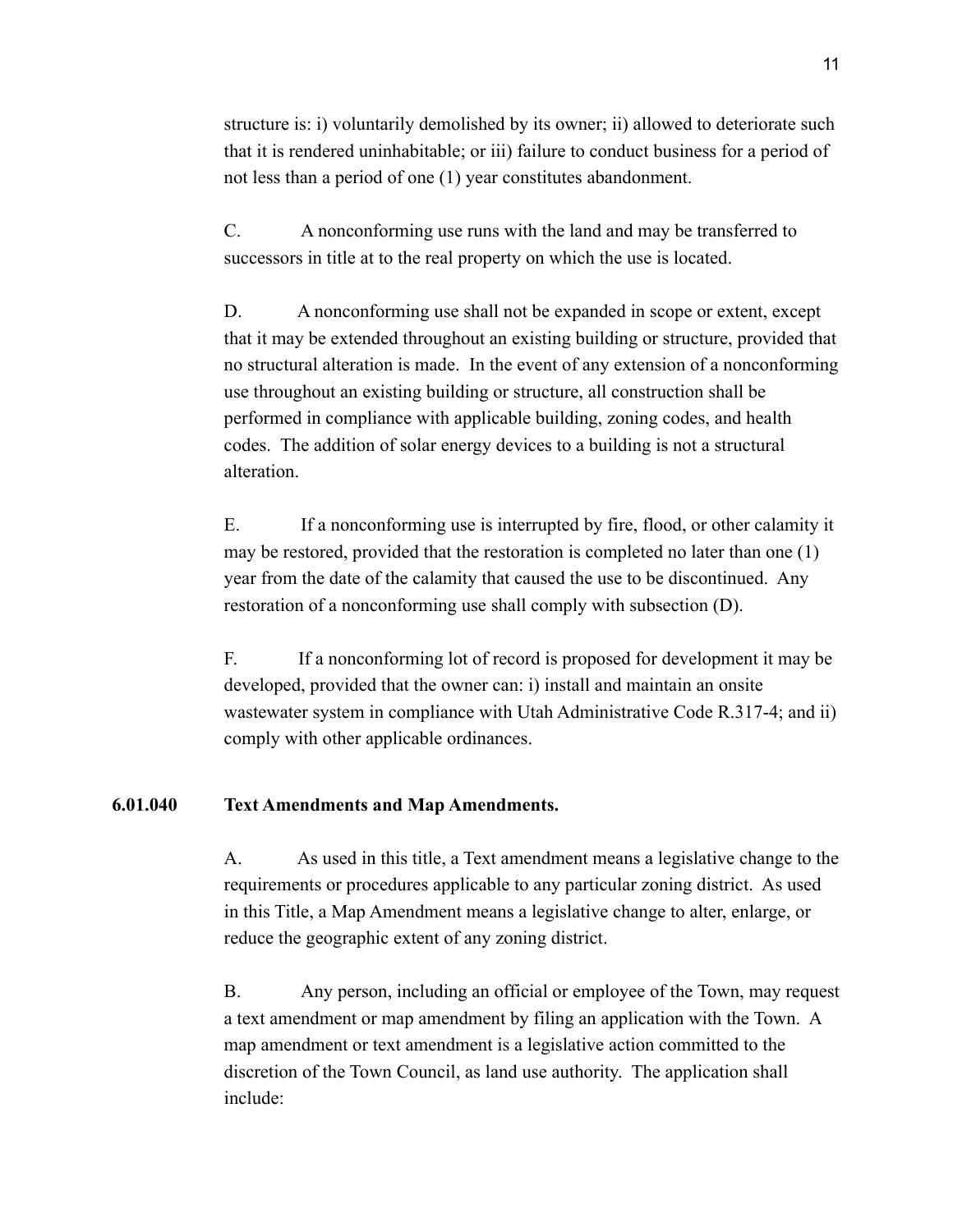structure is: i) voluntarily demolished by its owner; ii) allowed to deteriorate such that it is rendered uninhabitable; or iii) failure to conduct business for a period of not less than a period of one (1) year constitutes abandonment.

C. A nonconforming use runs with the land and may be transferred to successors in title at to the real property on which the use is located.

D. A nonconforming use shall not be expanded in scope or extent, except that it may be extended throughout an existing building or structure, provided that no structural alteration is made. In the event of any extension of a nonconforming use throughout an existing building or structure, all construction shall be performed in compliance with applicable building, zoning codes, and health codes. The addition of solar energy devices to a building is not a structural alteration.

E. If a nonconforming use is interrupted by fire, flood, or other calamity it may be restored, provided that the restoration is completed no later than one (1) year from the date of the calamity that caused the use to be discontinued. Any restoration of a nonconforming use shall comply with subsection (D).

F. If a nonconforming lot of record is proposed for development it may be developed, provided that the owner can: i) install and maintain an onsite wastewater system in compliance with Utah Administrative Code R.317-4; and ii) comply with other applicable ordinances.

**6.01.040 Text Amendments and Map Amendments.**

A. As used in this title, a Text amendment means a legislative change to the requirements or procedures applicable to any particular zoning district. As used in this Title, a Map Amendment means a legislative change to alter, enlarge, or reduce the geographic extent of any zoning district.

B. Any person, including an official or employee of the Town, may request a text amendment or map amendment by filing an application with the Town. A map amendment or text amendment is a legislative action committed to the discretion of the Town Council, as land use authority. The application shall include: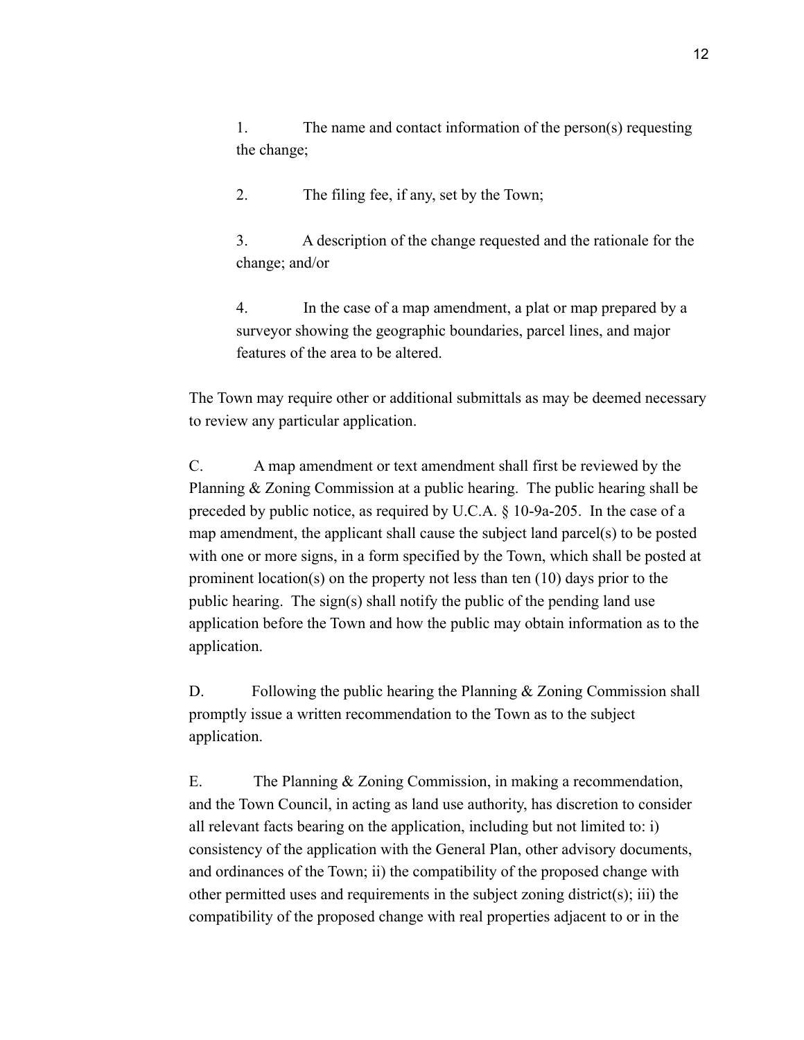1. The name and contact information of the person(s) requesting the change;

2. The filing fee, if any, set by the Town;

3. A description of the change requested and the rationale for the change; and/or

4. In the case of a map amendment, a plat or map prepared by a surveyor showing the geographic boundaries, parcel lines, and major features of the area to be altered.

The Town may require other or additional submittals as may be deemed necessary to review any particular application.

C. A map amendment or text amendment shall first be reviewed by the Planning & Zoning Commission at a public hearing. The public hearing shall be preceded by public notice, as required by U.C.A. § 10-9a-205. In the case of a map amendment, the applicant shall cause the subject land parcel(s) to be posted with one or more signs, in a form specified by the Town, which shall be posted at prominent location(s) on the property not less than ten (10) days prior to the public hearing. The sign(s) shall notify the public of the pending land use application before the Town and how the public may obtain information as to the application.

D. Following the public hearing the Planning & Zoning Commission shall promptly issue a written recommendation to the Town as to the subject application.

E. The Planning & Zoning Commission, in making a recommendation, and the Town Council, in acting as land use authority, has discretion to consider all relevant facts bearing on the application, including but not limited to: i) consistency of the application with the General Plan, other advisory documents, and ordinances of the Town; ii) the compatibility of the proposed change with other permitted uses and requirements in the subject zoning district(s); iii) the compatibility of the proposed change with real properties adjacent to or in the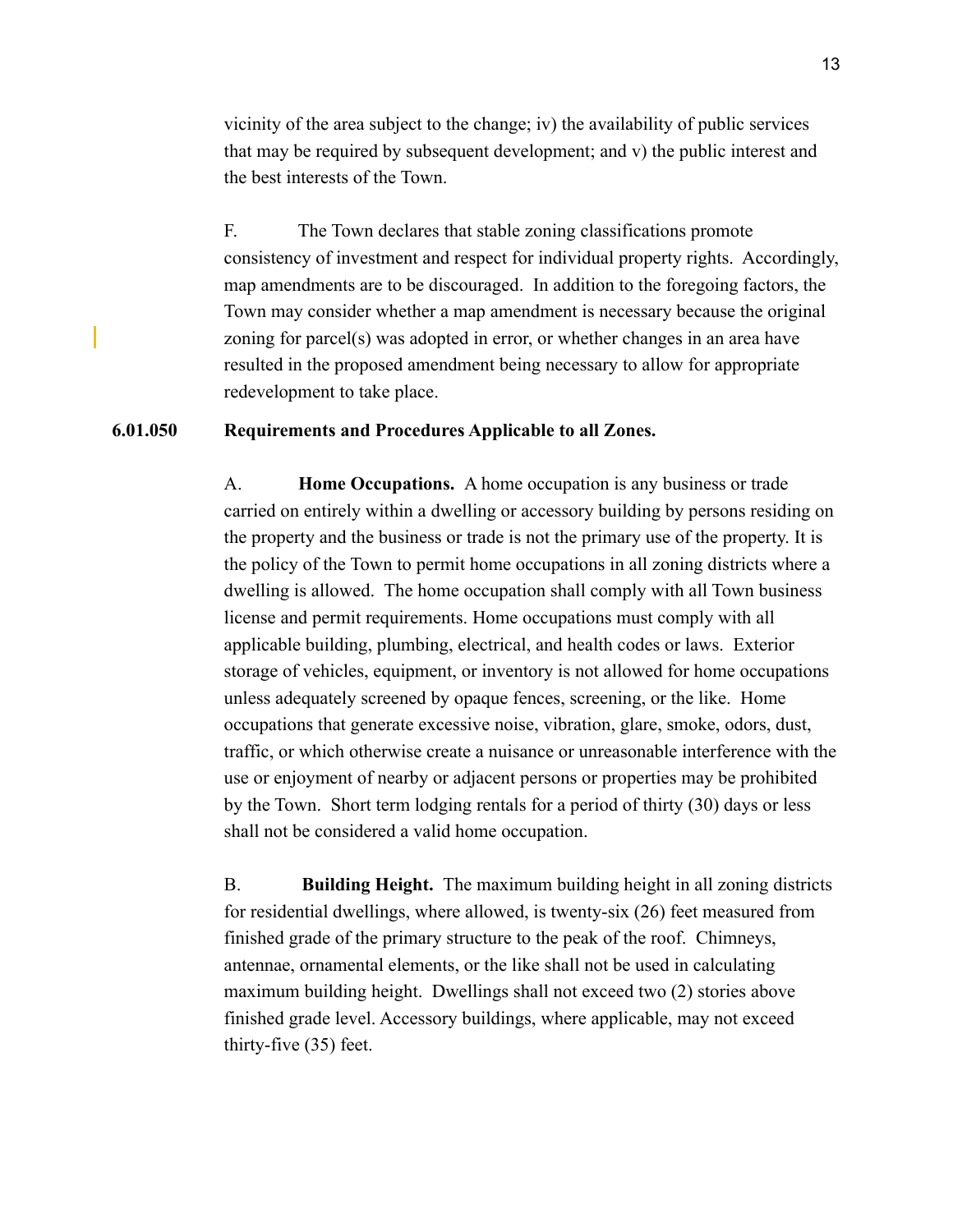vicinity of the area subject to the change; iv) the availability of public services that may be required by subsequent development; and v) the public interest and the best interests of the Town.

F. The Town declares that stable zoning classifications promote consistency of investment and respect for individual property rights. Accordingly, map amendments are to be discouraged. In addition to the foregoing factors, the Town may consider whether a map amendment is necessary because the original zoning for parcel(s) was adopted in error, or whether changes in an area have resulted in the proposed amendment being necessary to allow for appropriate redevelopment to take place.

## 6.01.050 Requirements and Procedures Applicable to all Zones.

A. **Home Occupations.** A home occupation is any business or trade carried on entirely within a dwelling or accessory building by persons residing on the property and the business or trade is not the primary use of the property. It is the policy of the Town to permit home occupations in all zoning districts where a dwelling is allowed. The home occupation shall comply with all Town business license and permit requirements. Home occupations must comply with all applicable building, plumbing, electrical, and health codes or laws. Exterior storage of vehicles, equipment, or inventory is not allowed for home occupations unless adequately screened by opaque fences, screening, or the like. Home occupations that generate excessive noise, vibration, glare, smoke, odors, dust, traffic, or which otherwise create a nuisance or unreasonable interference with the use or enjoyment of nearby or adjacent persons or properties may be prohibited by the Town. Short term lodging rentals for a period of thirty (30) days or less shall not be considered a valid home occupation.

B. **Building Height.** The maximum building height in all zoning districts for residential dwellings, where allowed, is twenty-six (26) feet measured from finished grade of the primary structure to the peak of the roof. Chimneys, antennae, ornamental elements, or the like shall not be used in calculating maximum building height. Dwellings shall not exceed two (2) stories above finished grade level. Accessory buildings, where applicable, may not exceed thirty-five (35) feet.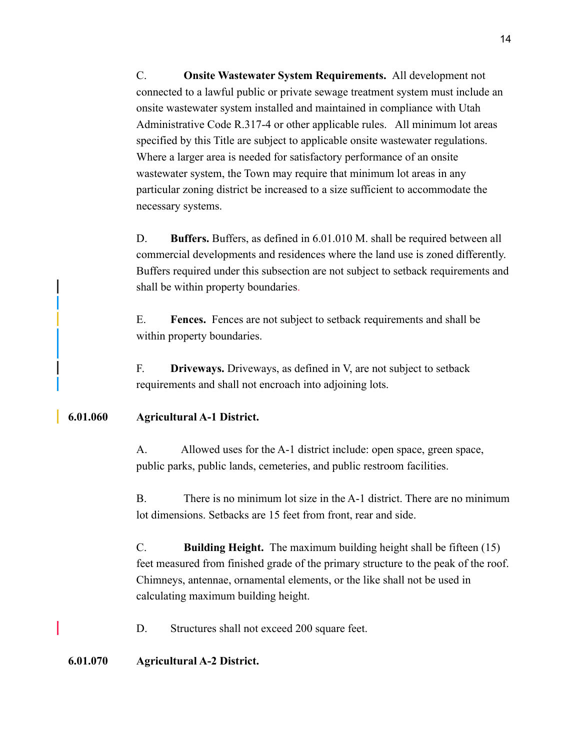C. **Onsite Wastewater System Requirements.** All development not connected to a lawful public or private sewage treatment system must include an onsite wastewater system installed and maintained in compliance with Utah Administrative Code R.317-4 or other applicable rules. All minimum lot areas specified by this Title are subject to applicable onsite wastewater regulations. Where a larger area is needed for satisfactory performance of an onsite wastewater system, the Town may require that minimum lot areas in any particular zoning district be increased to a size sufficient to accommodate the necessary systems.

D. **Buffers.** Buffers, as defined in 6.01.010 M. shall be required between all commercial developments and residences where the land use is zoned differently. Buffers required under this subsection are not subject to setback requirements and shall be within property boundaries.

E. **Fences.** Fences are not subject to setback requirements and shall be within property boundaries.

F. **Driveways.** Driveways, as defined in V, are not subject to setback requirements and shall not encroach into adjoining lots.

## 6.01.060 Agricultural A-1 District.

A. Allowed uses for the A-1 district include: open space, green space, public parks, public lands, cemeteries, and public restroom facilities.

B. There is no minimum lot size in the A-1 district. There are no minimum lot dimensions. Setbacks are 15 feet from front, rear and side.

C. **Building Height.** The maximum building height shall be fifteen (15) feet measured from finished grade of the primary structure to the peak of the roof. Chimneys, antennae, ornamental elements, or the like shall not be used in calculating maximum building height.

D. Structures shall not exceed 200 square feet.

## 6.01.070 Agricultural A-2 District.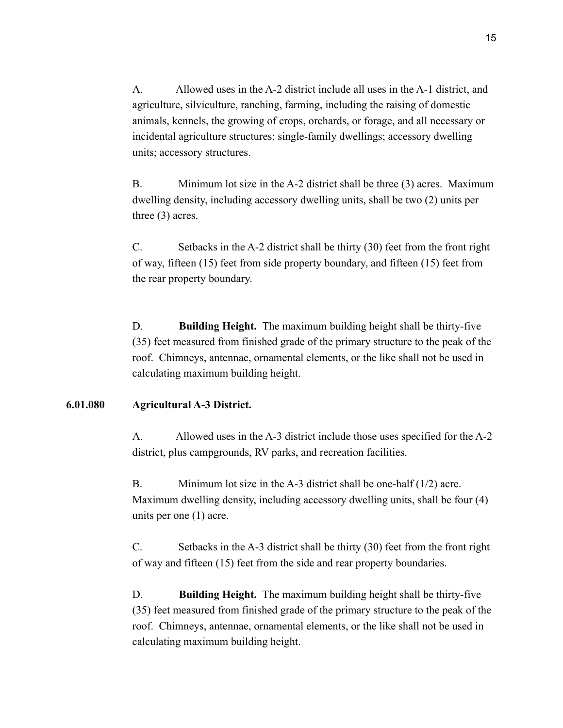A. Allowed uses in the A-2 district include all uses in the A-1 district, and agriculture, silviculture, ranching, farming, including the raising of domestic animals, kennels, the growing of crops, orchards, or forage, and all necessary or incidental agriculture structures; single-family dwellings; accessory dwelling units; accessory structures.

B. Minimum lot size in the A-2 district shall be three (3) acres. Maximum dwelling density, including accessory dwelling units, shall be two (2) units per three (3) acres.

C. Setbacks in the A-2 district shall be thirty (30) feet from the front right of way, fifteen (15) feet from side property boundary, and fifteen (15) feet from the rear property boundary.

D. **Building Height.** The maximum building height shall be thirty-five (35) feet measured from finished grade of the primary structure to the peak of the roof. Chimneys, antennae, ornamental elements, or the like shall not be used in calculating maximum building height.

**6.01.080 Agricultural A-3 District.**

A. Allowed uses in the A-3 district include those uses specified for the A-2 district, plus campgrounds, RV parks, and recreation facilities.

B. Minimum lot size in the A-3 district shall be one-half (1/2) acre. Maximum dwelling density, including accessory dwelling units, shall be four (4) units per one (1) acre.

C. Setbacks in the A-3 district shall be thirty (30) feet from the front right of way and fifteen (15) feet from the side and rear property boundaries.

D. **Building Height.** The maximum building height shall be thirty-five (35) feet measured from finished grade of the primary structure to the peak of the roof. Chimneys, antennae, ornamental elements, or the like shall not be used in calculating maximum building height.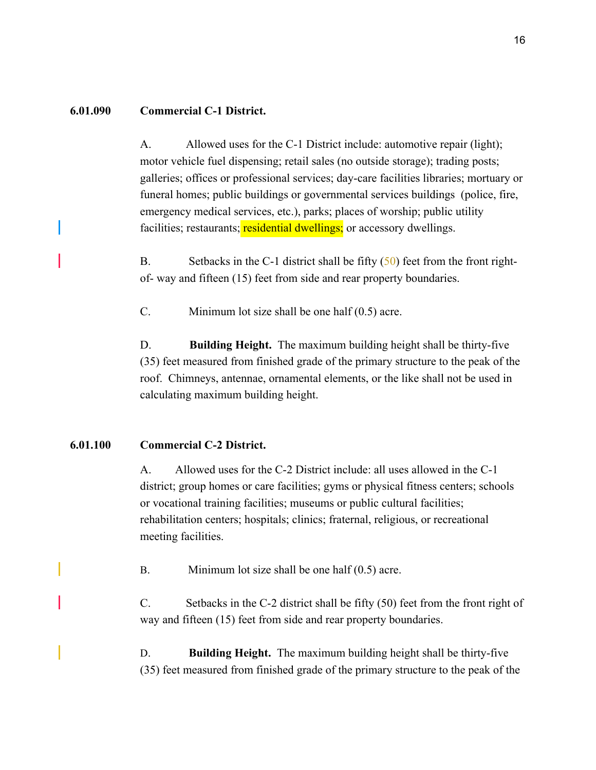**6.01.090 Commercial C-1 District.**

A. Allowed uses for the C-1 District include: automotive repair (light); motor vehicle fuel dispensing; retail sales (no outside storage); trading posts; galleries; offices or professional services; day-care facilities libraries; mortuary or funeral homes; public buildings or governmental services buildings (police, fire, emergency medical services, etc.), parks; places of worship; public utility facilities; restaurants; residential dwellings; or accessory dwellings.

B. Setbacks in the C-1 district shall be fifty (50) feet from the front right-of- way and fifteen (15) feet from side and rear property boundaries.

C. Minimum lot size shall be one half (0.5) acre.

D. **Building Height.** The maximum building height shall be thirty-five (35) feet measured from finished grade of the primary structure to the peak of the roof. Chimneys, antennae, ornamental elements, or the like shall not be used in calculating maximum building height.

**6.01.100 Commercial C-2 District.**

A. Allowed uses for the C-2 District include: all uses allowed in the C-1 district; group homes or care facilities; gyms or physical fitness centers; schools or vocational training facilities; museums or public cultural facilities; rehabilitation centers; hospitals; clinics; fraternal, religious, or recreational meeting facilities.

B. Minimum lot size shall be one half (0.5) acre.

C. Setbacks in the C-2 district shall be fifty (50) feet from the front right of way and fifteen (15) feet from side and rear property boundaries.

D. **Building Height.** The maximum building height shall be thirty-five (35) feet measured from finished grade of the primary structure to the peak of the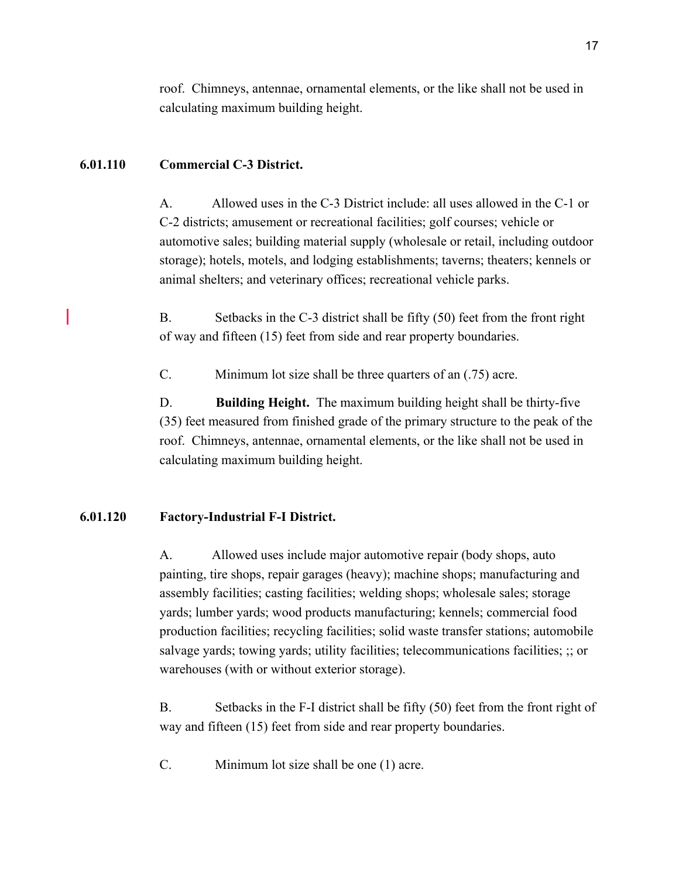roof. Chimneys, antennae, ornamental elements, or the like shall not be used in calculating maximum building height.

**6.01.110 Commercial C-3 District.**

A. Allowed uses in the C-3 District include: all uses allowed in the C-1 or C-2 districts; amusement or recreational facilities; golf courses; vehicle or automotive sales; building material supply (wholesale or retail, including outdoor storage); hotels, motels, and lodging establishments; taverns; theaters; kennels or animal shelters; and veterinary offices; recreational vehicle parks.

B. Setbacks in the C-3 district shall be fifty (50) feet from the front right of way and fifteen (15) feet from side and rear property boundaries.

C. Minimum lot size shall be three quarters of an (.75) acre.

D. **Building Height.** The maximum building height shall be thirty-five (35) feet measured from finished grade of the primary structure to the peak of the roof. Chimneys, antennae, ornamental elements, or the like shall not be used in calculating maximum building height.

**6.01.120 Factory-Industrial F-I District.**

A. Allowed uses include major automotive repair (body shops, auto painting, tire shops, repair garages (heavy); machine shops; manufacturing and assembly facilities; casting facilities; welding shops; wholesale sales; storage yards; lumber yards; wood products manufacturing; kennels; commercial food production facilities; recycling facilities; solid waste transfer stations; automobile salvage yards; towing yards; utility facilities; telecommunications facilities; ;; or warehouses (with or without exterior storage).

B. Setbacks in the F-I district shall be fifty (50) feet from the front right of way and fifteen (15) feet from side and rear property boundaries.

C. Minimum lot size shall be one (1) acre.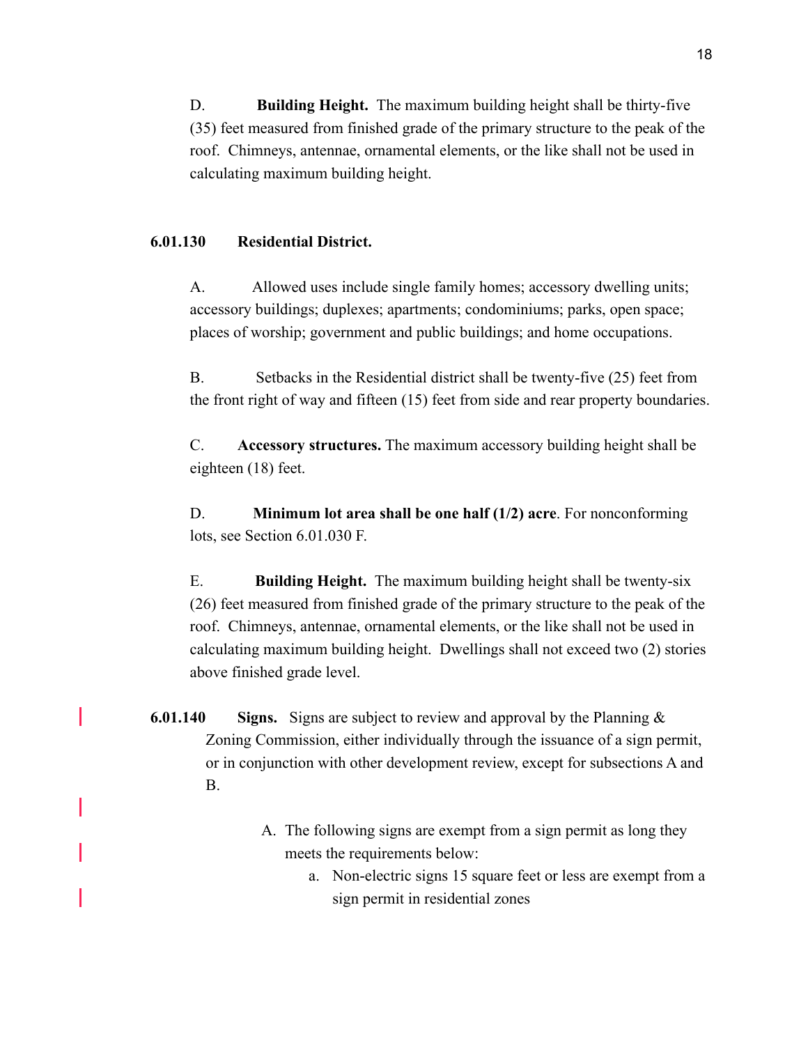D. **Building Height.** The maximum building height shall be thirty-five (35) feet measured from finished grade of the primary structure to the peak of the roof. Chimneys, antennae, ornamental elements, or the like shall not be used in calculating maximum building height.

**6.01.130 Residential District.**

A. Allowed uses include single family homes; accessory dwelling units; accessory buildings; duplexes; apartments; condominiums; parks, open space; places of worship; government and public buildings; and home occupations.

B. Setbacks in the Residential district shall be twenty-five (25) feet from the front right of way and fifteen (15) feet from side and rear property boundaries.

C. **Accessory structures.** The maximum accessory building height shall be eighteen (18) feet.

D. **Minimum lot area shall be one half (1/2) acre**. For nonconforming lots, see Section 6.01.030 F.

E. **Building Height.** The maximum building height shall be twenty-six (26) feet measured from finished grade of the primary structure to the peak of the roof. Chimneys, antennae, ornamental elements, or the like shall not be used in calculating maximum building height. Dwellings shall not exceed two (2) stories above finished grade level.

**6.01.140 Signs.** Signs are subject to review and approval by the Planning & Zoning Commission, either individually through the issuance of a sign permit, or in conjunction with other development review, except for subsections A and B.

A. The following signs are exempt from a sign permit as long they meets the requirements below:
   a. Non-electric signs 15 square feet or less are exempt from a sign permit in residential zones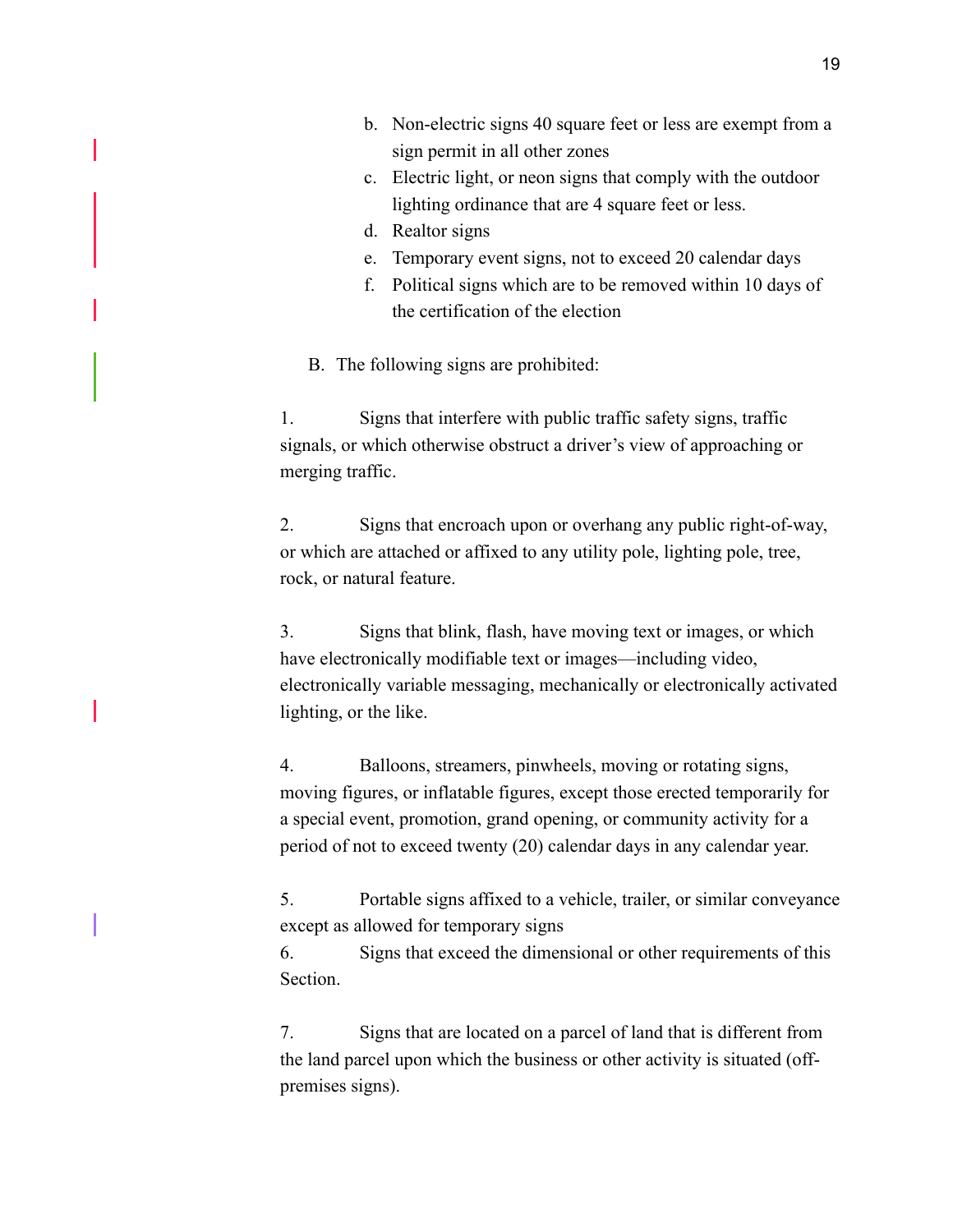b. Non-electric signs 40 square feet or less are exempt from a sign permit in all other zones
c. Electric light, or neon signs that comply with the outdoor lighting ordinance that are 4 square feet or less.
d. Realtor signs
e. Temporary event signs, not to exceed 20 calendar days
f. Political signs which are to be removed within 10 days of the certification of the election

B. The following signs are prohibited:

1. Signs that interfere with public traffic safety signs, traffic signals, or which otherwise obstruct a driver's view of approaching or merging traffic.

2. Signs that encroach upon or overhang any public right-of-way, or which are attached or affixed to any utility pole, lighting pole, tree, rock, or natural feature.

3. Signs that blink, flash, have moving text or images, or which have electronically modifiable text or images—including video, electronically variable messaging, mechanically or electronically activated lighting, or the like.

4. Balloons, streamers, pinwheels, moving or rotating signs, moving figures, or inflatable figures, except those erected temporarily for a special event, promotion, grand opening, or community activity for a period of not to exceed twenty (20) calendar days in any calendar year.

5. Portable signs affixed to a vehicle, trailer, or similar conveyance except as allowed for temporary signs

6. Signs that exceed the dimensional or other requirements of this Section.

7. Signs that are located on a parcel of land that is different from the land parcel upon which the business or other activity is situated (off-premises signs).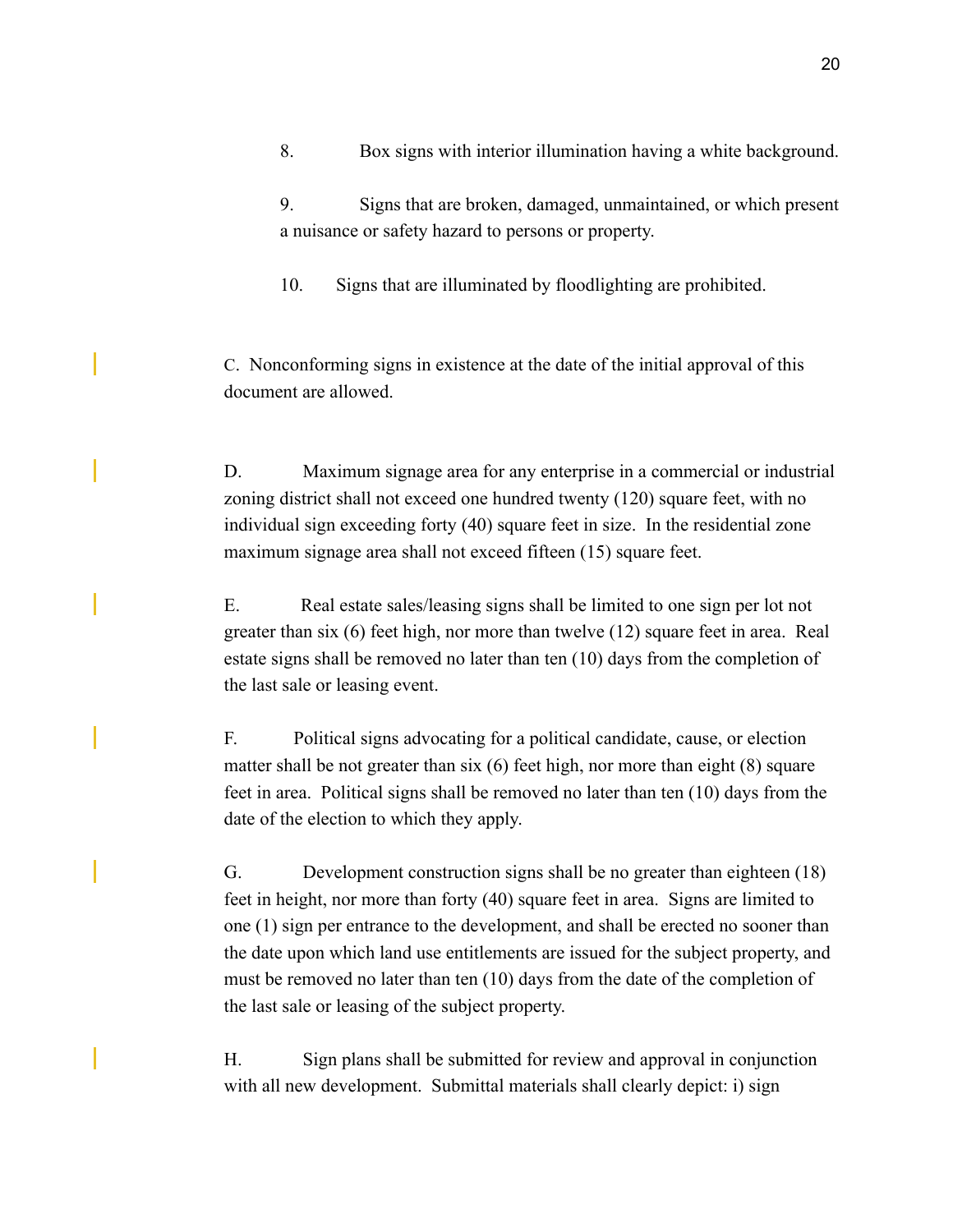8. Box signs with interior illumination having a white background.

9. Signs that are broken, damaged, unmaintained, or which present a nuisance or safety hazard to persons or property.

10. Signs that are illuminated by floodlighting are prohibited.

C. Nonconforming signs in existence at the date of the initial approval of this document are allowed.

D. Maximum signage area for any enterprise in a commercial or industrial zoning district shall not exceed one hundred twenty (120) square feet, with no individual sign exceeding forty (40) square feet in size. In the residential zone maximum signage area shall not exceed fifteen (15) square feet.

E. Real estate sales/leasing signs shall be limited to one sign per lot not greater than six (6) feet high, nor more than twelve (12) square feet in area. Real estate signs shall be removed no later than ten (10) days from the completion of the last sale or leasing event.

F. Political signs advocating for a political candidate, cause, or election matter shall be not greater than six (6) feet high, nor more than eight (8) square feet in area. Political signs shall be removed no later than ten (10) days from the date of the election to which they apply.

G. Development construction signs shall be no greater than eighteen (18) feet in height, nor more than forty (40) square feet in area. Signs are limited to one (1) sign per entrance to the development, and shall be erected no sooner than the date upon which land use entitlements are issued for the subject property, and must be removed no later than ten (10) days from the date of the completion of the last sale or leasing of the subject property.

H. Sign plans shall be submitted for review and approval in conjunction with all new development. Submittal materials shall clearly depict: i) sign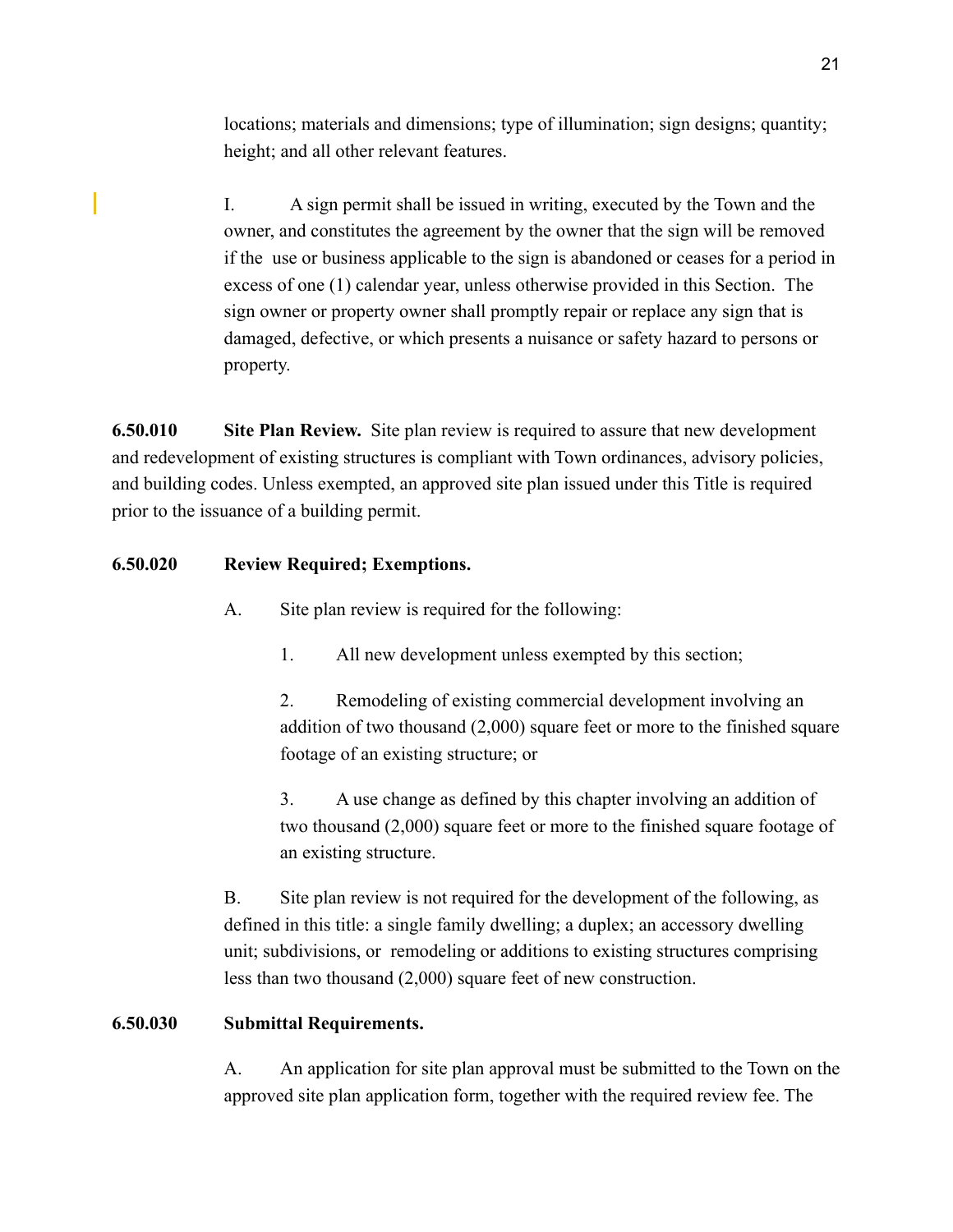locations; materials and dimensions; type of illumination; sign designs; quantity; height; and all other relevant features.

I. A sign permit shall be issued in writing, executed by the Town and the owner, and constitutes the agreement by the owner that the sign will be removed if the use or business applicable to the sign is abandoned or ceases for a period in excess of one (1) calendar year, unless otherwise provided in this Section. The sign owner or property owner shall promptly repair or replace any sign that is damaged, defective, or which presents a nuisance or safety hazard to persons or property.

**6.50.010 Site Plan Review.** Site plan review is required to assure that new development and redevelopment of existing structures is compliant with Town ordinances, advisory policies, and building codes. Unless exempted, an approved site plan issued under this Title is required prior to the issuance of a building permit.

**6.50.020 Review Required; Exemptions.**

A. Site plan review is required for the following:

1. All new development unless exempted by this section;

2. Remodeling of existing commercial development involving an addition of two thousand (2,000) square feet or more to the finished square footage of an existing structure; or

3. A use change as defined by this chapter involving an addition of two thousand (2,000) square feet or more to the finished square footage of an existing structure.

B. Site plan review is not required for the development of the following, as defined in this title: a single family dwelling; a duplex; an accessory dwelling unit; subdivisions, or remodeling or additions to existing structures comprising less than two thousand (2,000) square feet of new construction.

**6.50.030 Submittal Requirements.**

A. An application for site plan approval must be submitted to the Town on the approved site plan application form, together with the required review fee. The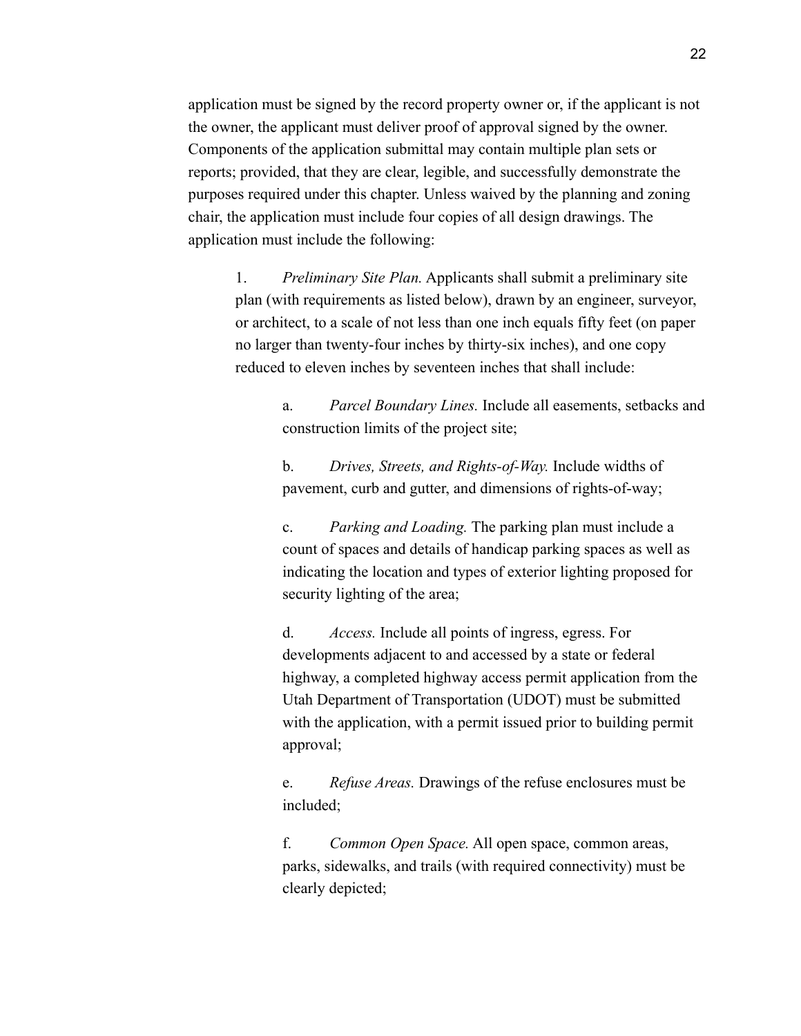application must be signed by the record property owner or, if the applicant is not the owner, the applicant must deliver proof of approval signed by the owner. Components of the application submittal may contain multiple plan sets or reports; provided, that they are clear, legible, and successfully demonstrate the purposes required under this chapter. Unless waived by the planning and zoning chair, the application must include four copies of all design drawings. The application must include the following:

1. *Preliminary Site Plan.* Applicants shall submit a preliminary site plan (with requirements as listed below), drawn by an engineer, surveyor, or architect, to a scale of not less than one inch equals fifty feet (on paper no larger than twenty-four inches by thirty-six inches), and one copy reduced to eleven inches by seventeen inches that shall include:

    a. *Parcel Boundary Lines.* Include all easements, setbacks and construction limits of the project site;

    b. *Drives, Streets, and Rights-of-Way.* Include widths of pavement, curb and gutter, and dimensions of rights-of-way;

    c. *Parking and Loading.* The parking plan must include a count of spaces and details of handicap parking spaces as well as indicating the location and types of exterior lighting proposed for security lighting of the area;

    d. *Access.* Include all points of ingress, egress. For developments adjacent to and accessed by a state or federal highway, a completed highway access permit application from the Utah Department of Transportation (UDOT) must be submitted with the application, with a permit issued prior to building permit approval;

    e. *Refuse Areas.* Drawings of the refuse enclosures must be included;

    f. *Common Open Space.* All open space, common areas, parks, sidewalks, and trails (with required connectivity) must be clearly depicted;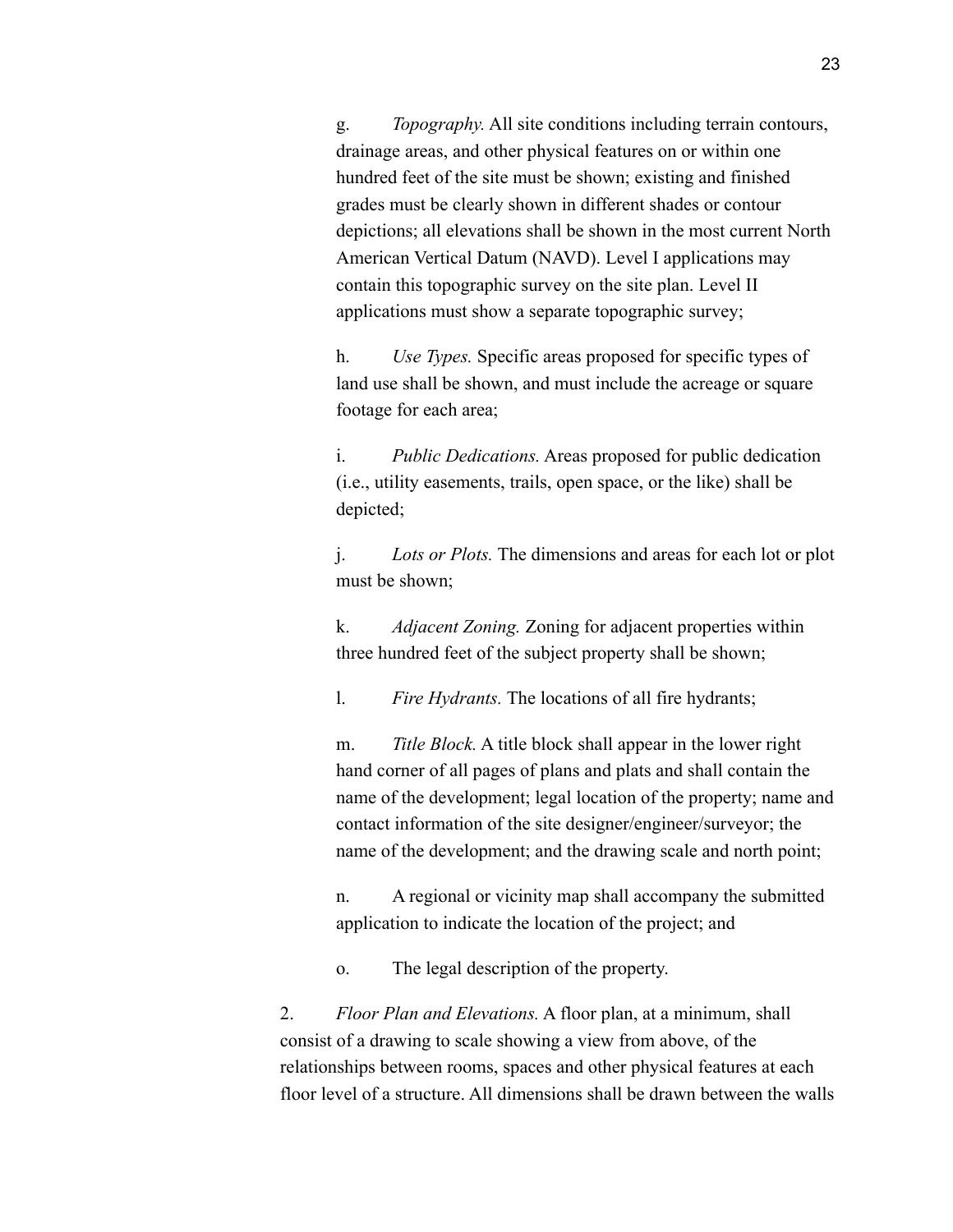g. *Topography.* All site conditions including terrain contours, drainage areas, and other physical features on or within one hundred feet of the site must be shown; existing and finished grades must be clearly shown in different shades or contour depictions; all elevations shall be shown in the most current North American Vertical Datum (NAVD). Level I applications may contain this topographic survey on the site plan. Level II applications must show a separate topographic survey;

h. *Use Types.* Specific areas proposed for specific types of land use shall be shown, and must include the acreage or square footage for each area;

i. *Public Dedications.* Areas proposed for public dedication (i.e., utility easements, trails, open space, or the like) shall be depicted;

j. *Lots or Plots.* The dimensions and areas for each lot or plot must be shown;

k. *Adjacent Zoning.* Zoning for adjacent properties within three hundred feet of the subject property shall be shown;

l. *Fire Hydrants.* The locations of all fire hydrants;

m. *Title Block.* A title block shall appear in the lower right hand corner of all pages of plans and plats and shall contain the name of the development; legal location of the property; name and contact information of the site designer/engineer/surveyor; the name of the development; and the drawing scale and north point;

n. A regional or vicinity map shall accompany the submitted application to indicate the location of the project; and

o. The legal description of the property.

2. *Floor Plan and Elevations.* A floor plan, at a minimum, shall consist of a drawing to scale showing a view from above, of the relationships between rooms, spaces and other physical features at each floor level of a structure. All dimensions shall be drawn between the walls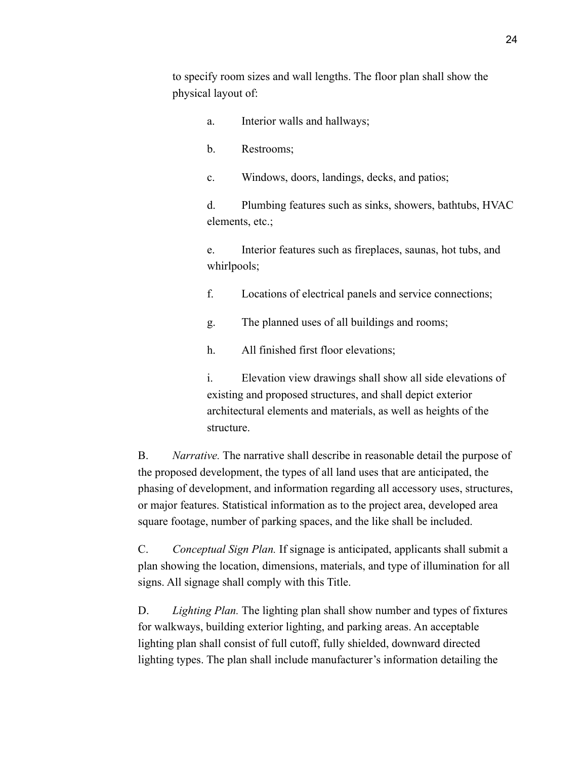to specify room sizes and wall lengths. The floor plan shall show the physical layout of:

a. Interior walls and hallways;

b. Restrooms;

c. Windows, doors, landings, decks, and patios;

d. Plumbing features such as sinks, showers, bathtubs, HVAC elements, etc.;

e. Interior features such as fireplaces, saunas, hot tubs, and whirlpools;

f. Locations of electrical panels and service connections;

g. The planned uses of all buildings and rooms;

h. All finished first floor elevations;

i. Elevation view drawings shall show all side elevations of existing and proposed structures, and shall depict exterior architectural elements and materials, as well as heights of the structure.

B. *Narrative.* The narrative shall describe in reasonable detail the purpose of the proposed development, the types of all land uses that are anticipated, the phasing of development, and information regarding all accessory uses, structures, or major features. Statistical information as to the project area, developed area square footage, number of parking spaces, and the like shall be included.

C. *Conceptual Sign Plan.* If signage is anticipated, applicants shall submit a plan showing the location, dimensions, materials, and type of illumination for all signs. All signage shall comply with this Title.

D. *Lighting Plan.* The lighting plan shall show number and types of fixtures for walkways, building exterior lighting, and parking areas. An acceptable lighting plan shall consist of full cutoff, fully shielded, downward directed lighting types. The plan shall include manufacturer's information detailing the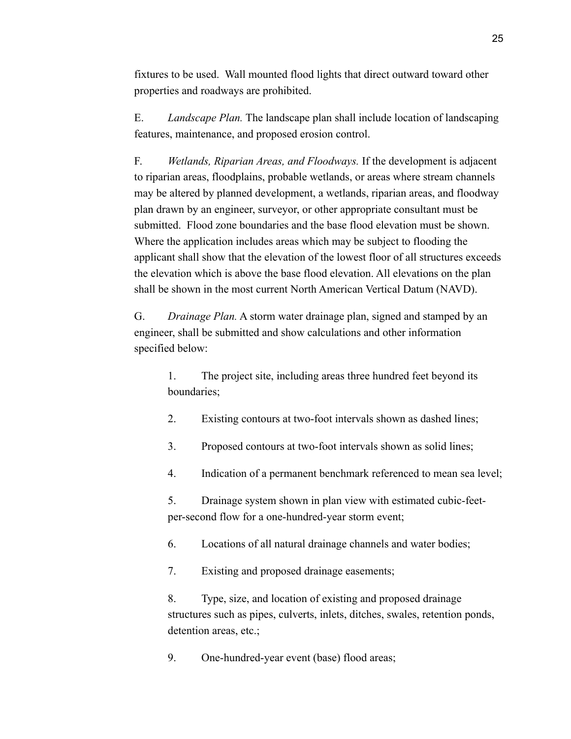fixtures to be used. Wall mounted flood lights that direct outward toward other properties and roadways are prohibited.

E. *Landscape Plan.* The landscape plan shall include location of landscaping features, maintenance, and proposed erosion control.

F. *Wetlands, Riparian Areas, and Floodways.* If the development is adjacent to riparian areas, floodplains, probable wetlands, or areas where stream channels may be altered by planned development, a wetlands, riparian areas, and floodway plan drawn by an engineer, surveyor, or other appropriate consultant must be submitted. Flood zone boundaries and the base flood elevation must be shown. Where the application includes areas which may be subject to flooding the applicant shall show that the elevation of the lowest floor of all structures exceeds the elevation which is above the base flood elevation. All elevations on the plan shall be shown in the most current North American Vertical Datum (NAVD).

G. *Drainage Plan.* A storm water drainage plan, signed and stamped by an engineer, shall be submitted and show calculations and other information specified below:

1. The project site, including areas three hundred feet beyond its boundaries;

2. Existing contours at two-foot intervals shown as dashed lines;

3. Proposed contours at two-foot intervals shown as solid lines;

4. Indication of a permanent benchmark referenced to mean sea level;

5. Drainage system shown in plan view with estimated cubic-feet-per-second flow for a one-hundred-year storm event;

6. Locations of all natural drainage channels and water bodies;

7. Existing and proposed drainage easements;

8. Type, size, and location of existing and proposed drainage structures such as pipes, culverts, inlets, ditches, swales, retention ponds, detention areas, etc.;

9. One-hundred-year event (base) flood areas;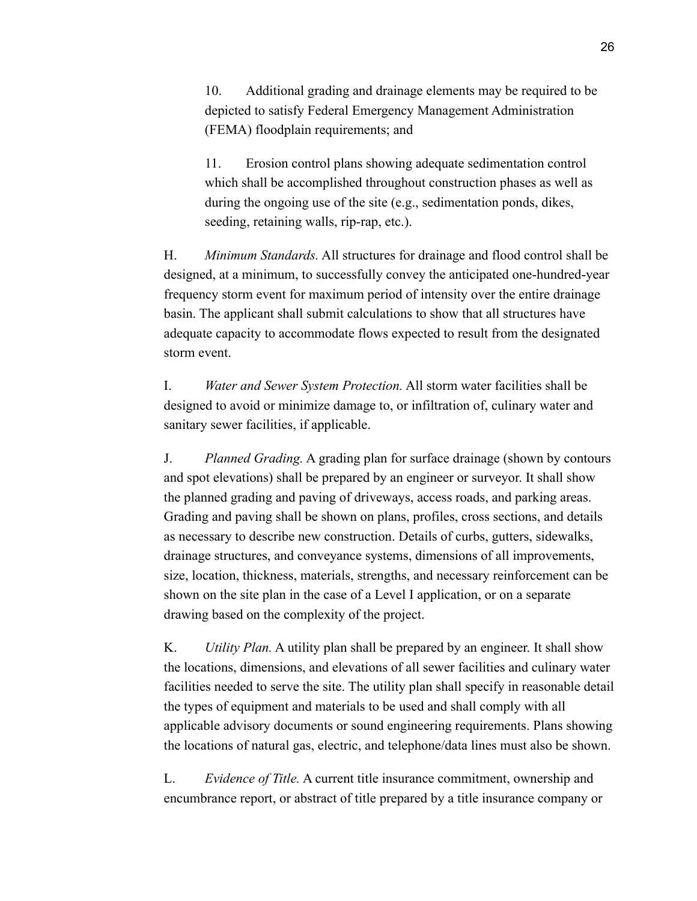10. Additional grading and drainage elements may be required to be depicted to satisfy Federal Emergency Management Administration (FEMA) floodplain requirements; and

11. Erosion control plans showing adequate sedimentation control which shall be accomplished throughout construction phases as well as during the ongoing use of the site (e.g., sedimentation ponds, dikes, seeding, retaining walls, rip-rap, etc.).

H. *Minimum Standards.* All structures for drainage and flood control shall be designed, at a minimum, to successfully convey the anticipated one-hundred-year frequency storm event for maximum period of intensity over the entire drainage basin. The applicant shall submit calculations to show that all structures have adequate capacity to accommodate flows expected to result from the designated storm event.

I. *Water and Sewer System Protection.* All storm water facilities shall be designed to avoid or minimize damage to, or infiltration of, culinary water and sanitary sewer facilities, if applicable.

J. *Planned Grading.* A grading plan for surface drainage (shown by contours and spot elevations) shall be prepared by an engineer or surveyor. It shall show the planned grading and paving of driveways, access roads, and parking areas. Grading and paving shall be shown on plans, profiles, cross sections, and details as necessary to describe new construction. Details of curbs, gutters, sidewalks, drainage structures, and conveyance systems, dimensions of all improvements, size, location, thickness, materials, strengths, and necessary reinforcement can be shown on the site plan in the case of a Level I application, or on a separate drawing based on the complexity of the project.

K. *Utility Plan.* A utility plan shall be prepared by an engineer. It shall show the locations, dimensions, and elevations of all sewer facilities and culinary water facilities needed to serve the site. The utility plan shall specify in reasonable detail the types of equipment and materials to be used and shall comply with all applicable advisory documents or sound engineering requirements. Plans showing the locations of natural gas, electric, and telephone/data lines must also be shown.

L. *Evidence of Title.* A current title insurance commitment, ownership and encumbrance report, or abstract of title prepared by a title insurance company or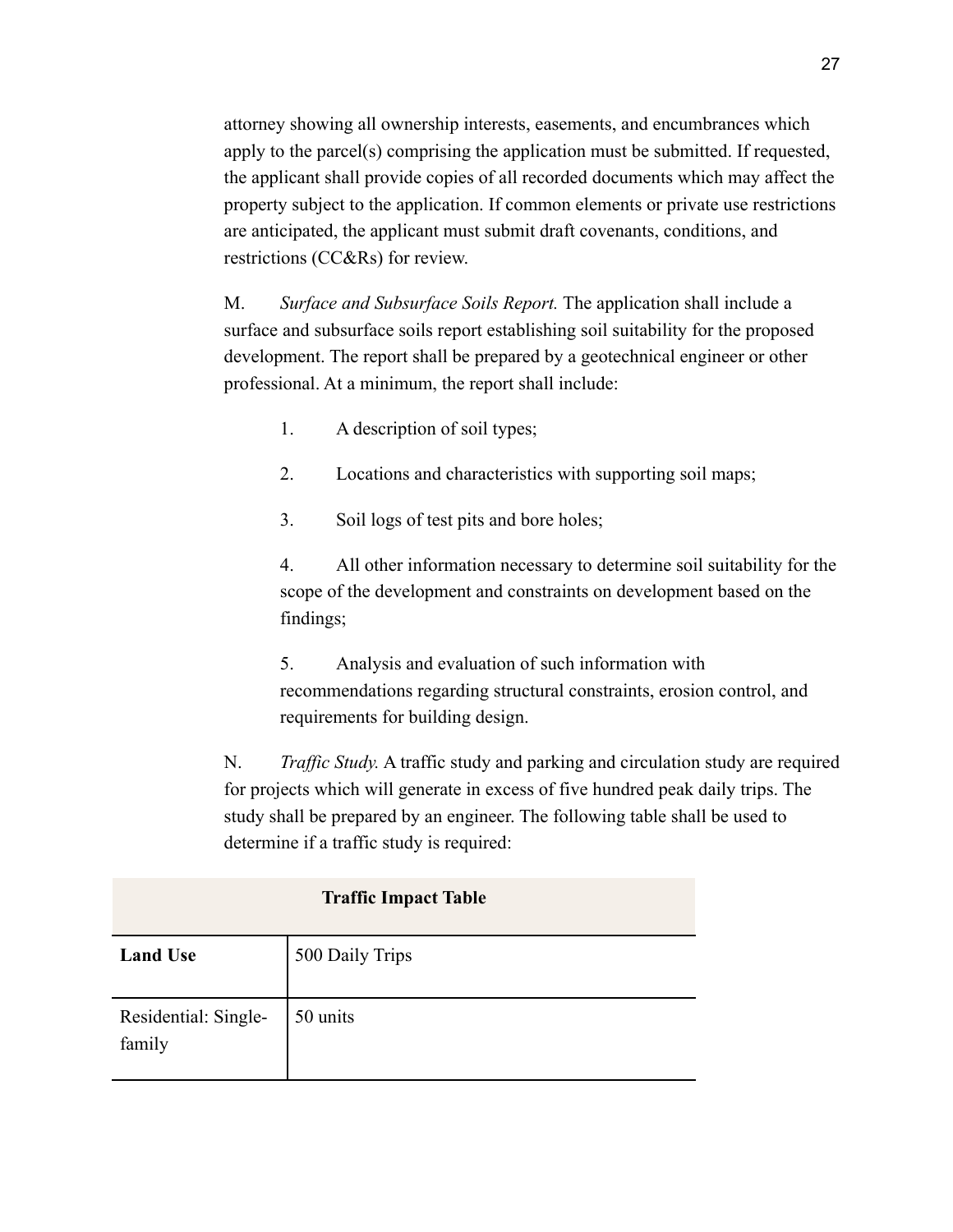attorney showing all ownership interests, easements, and encumbrances which apply to the parcel(s) comprising the application must be submitted. If requested, the applicant shall provide copies of all recorded documents which may affect the property subject to the application. If common elements or private use restrictions are anticipated, the applicant must submit draft covenants, conditions, and restrictions (CC&Rs) for review.

M. *Surface and Subsurface Soils Report.* The application shall include a surface and subsurface soils report establishing soil suitability for the proposed development. The report shall be prepared by a geotechnical engineer or other professional. At a minimum, the report shall include:

1. A description of soil types;
2. Locations and characteristics with supporting soil maps;
3. Soil logs of test pits and bore holes;
4. All other information necessary to determine soil suitability for the scope of the development and constraints on development based on the findings;
5. Analysis and evaluation of such information with recommendations regarding structural constraints, erosion control, and requirements for building design.

N. *Traffic Study.* A traffic study and parking and circulation study are required for projects which will generate in excess of five hundred peak daily trips. The study shall be prepared by an engineer. The following table shall be used to determine if a traffic study is required:

| **Traffic Impact Table** | |
|---|---|
| **Land Use** | 500 Daily Trips |
| Residential: Single-family | 50 units |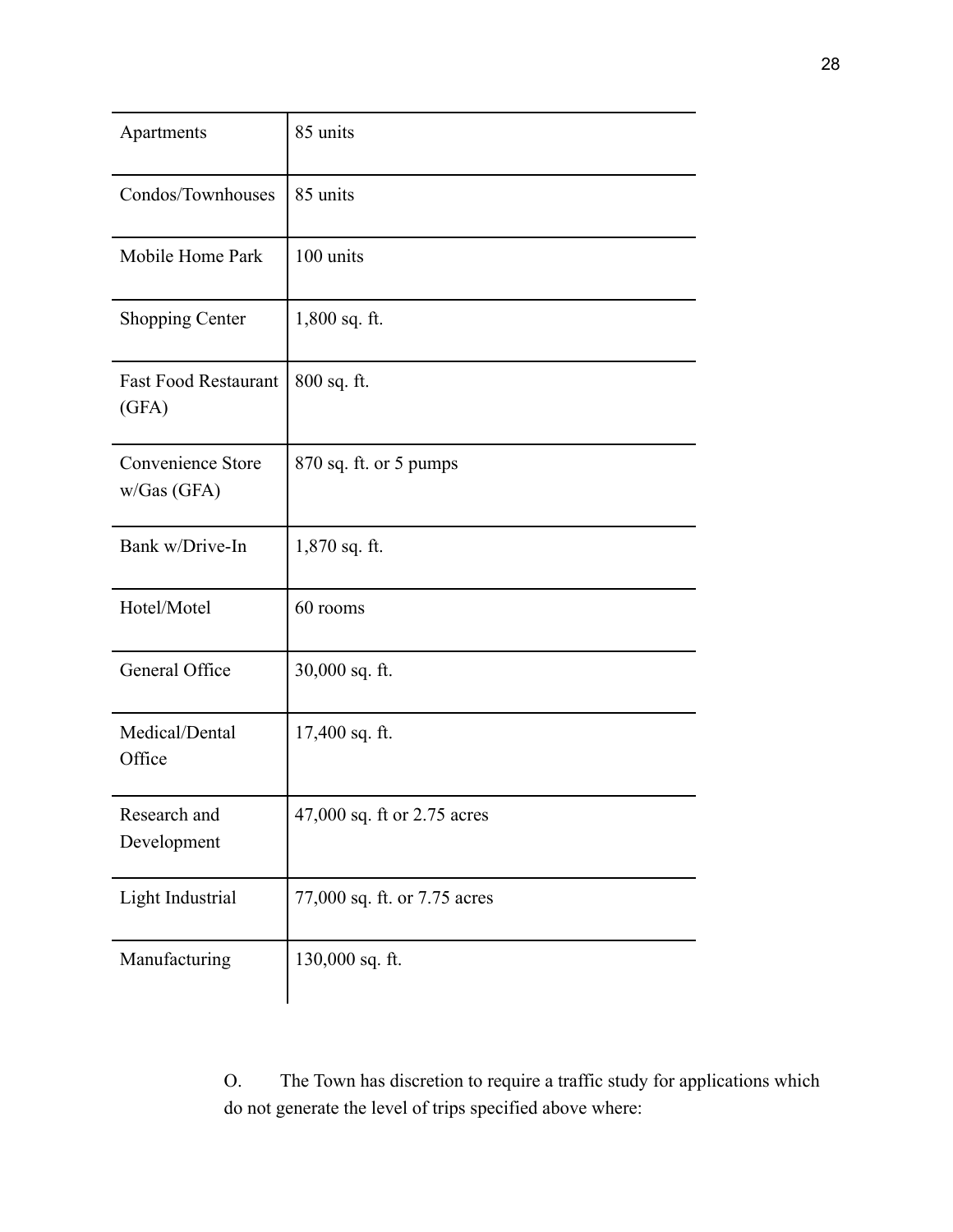| | |
|---|---|
| Apartments | 85 units |
| Condos/Townhouses | 85 units |
| Mobile Home Park | 100 units |
| Shopping Center | 1,800 sq. ft. |
| Fast Food Restaurant (GFA) | 800 sq. ft. |
| Convenience Store w/Gas (GFA) | 870 sq. ft. or 5 pumps |
| Bank w/Drive-In | 1,870 sq. ft. |
| Hotel/Motel | 60 rooms |
| General Office | 30,000 sq. ft. |
| Medical/Dental Office | 17,400 sq. ft. |
| Research and Development | 47,000 sq. ft or 2.75 acres |
| Light Industrial | 77,000 sq. ft. or 7.75 acres |
| Manufacturing | 130,000 sq. ft. |

O. The Town has discretion to require a traffic study for applications which do not generate the level of trips specified above where: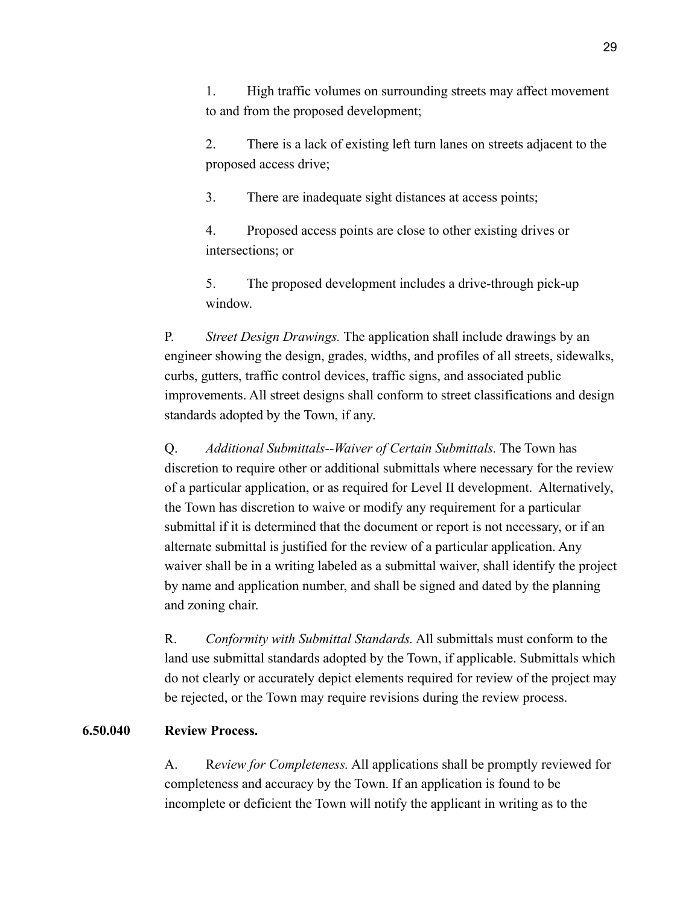1. High traffic volumes on surrounding streets may affect movement to and from the proposed development;

2. There is a lack of existing left turn lanes on streets adjacent to the proposed access drive;

3. There are inadequate sight distances at access points;

4. Proposed access points are close to other existing drives or intersections; or

5. The proposed development includes a drive-through pick-up window.

P. *Street Design Drawings.* The application shall include drawings by an engineer showing the design, grades, widths, and profiles of all streets, sidewalks, curbs, gutters, traffic control devices, traffic signs, and associated public improvements. All street designs shall conform to street classifications and design standards adopted by the Town, if any.

Q. *Additional Submittals--Waiver of Certain Submittals.* The Town has discretion to require other or additional submittals where necessary for the review of a particular application, or as required for Level II development. Alternatively, the Town has discretion to waive or modify any requirement for a particular submittal if it is determined that the document or report is not necessary, or if an alternate submittal is justified for the review of a particular application. Any waiver shall be in a writing labeled as a submittal waiver, shall identify the project by name and application number, and shall be signed and dated by the planning and zoning chair.

R. *Conformity with Submittal Standards.* All submittals must conform to the land use submittal standards adopted by the Town, if applicable. Submittals which do not clearly or accurately depict elements required for review of the project may be rejected, or the Town may require revisions during the review process.

**6.50.040 Review Process.**

A. R*eview for Completeness.* All applications shall be promptly reviewed for completeness and accuracy by the Town. If an application is found to be incomplete or deficient the Town will notify the applicant in writing as to the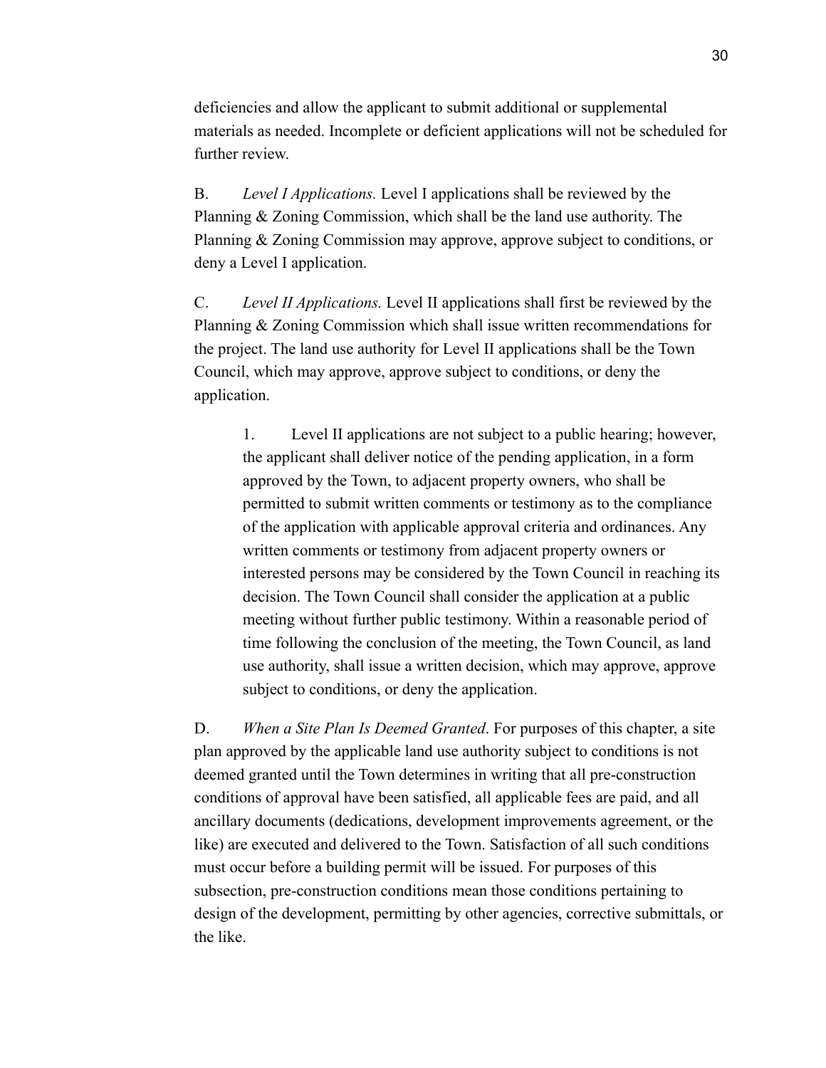deficiencies and allow the applicant to submit additional or supplemental materials as needed. Incomplete or deficient applications will not be scheduled for further review.

B. *Level I Applications.* Level I applications shall be reviewed by the Planning & Zoning Commission, which shall be the land use authority. The Planning & Zoning Commission may approve, approve subject to conditions, or deny a Level I application.

C. *Level II Applications.* Level II applications shall first be reviewed by the Planning & Zoning Commission which shall issue written recommendations for the project. The land use authority for Level II applications shall be the Town Council, which may approve, approve subject to conditions, or deny the application.

> 1. Level II applications are not subject to a public hearing; however, the applicant shall deliver notice of the pending application, in a form approved by the Town, to adjacent property owners, who shall be permitted to submit written comments or testimony as to the compliance of the application with applicable approval criteria and ordinances. Any written comments or testimony from adjacent property owners or interested persons may be considered by the Town Council in reaching its decision. The Town Council shall consider the application at a public meeting without further public testimony. Within a reasonable period of time following the conclusion of the meeting, the Town Council, as land use authority, shall issue a written decision, which may approve, approve subject to conditions, or deny the application.

D. *When a Site Plan Is Deemed Granted*. For purposes of this chapter, a site plan approved by the applicable land use authority subject to conditions is not deemed granted until the Town determines in writing that all pre-construction conditions of approval have been satisfied, all applicable fees are paid, and all ancillary documents (dedications, development improvements agreement, or the like) are executed and delivered to the Town. Satisfaction of all such conditions must occur before a building permit will be issued. For purposes of this subsection, pre-construction conditions mean those conditions pertaining to design of the development, permitting by other agencies, corrective submittals, or the like.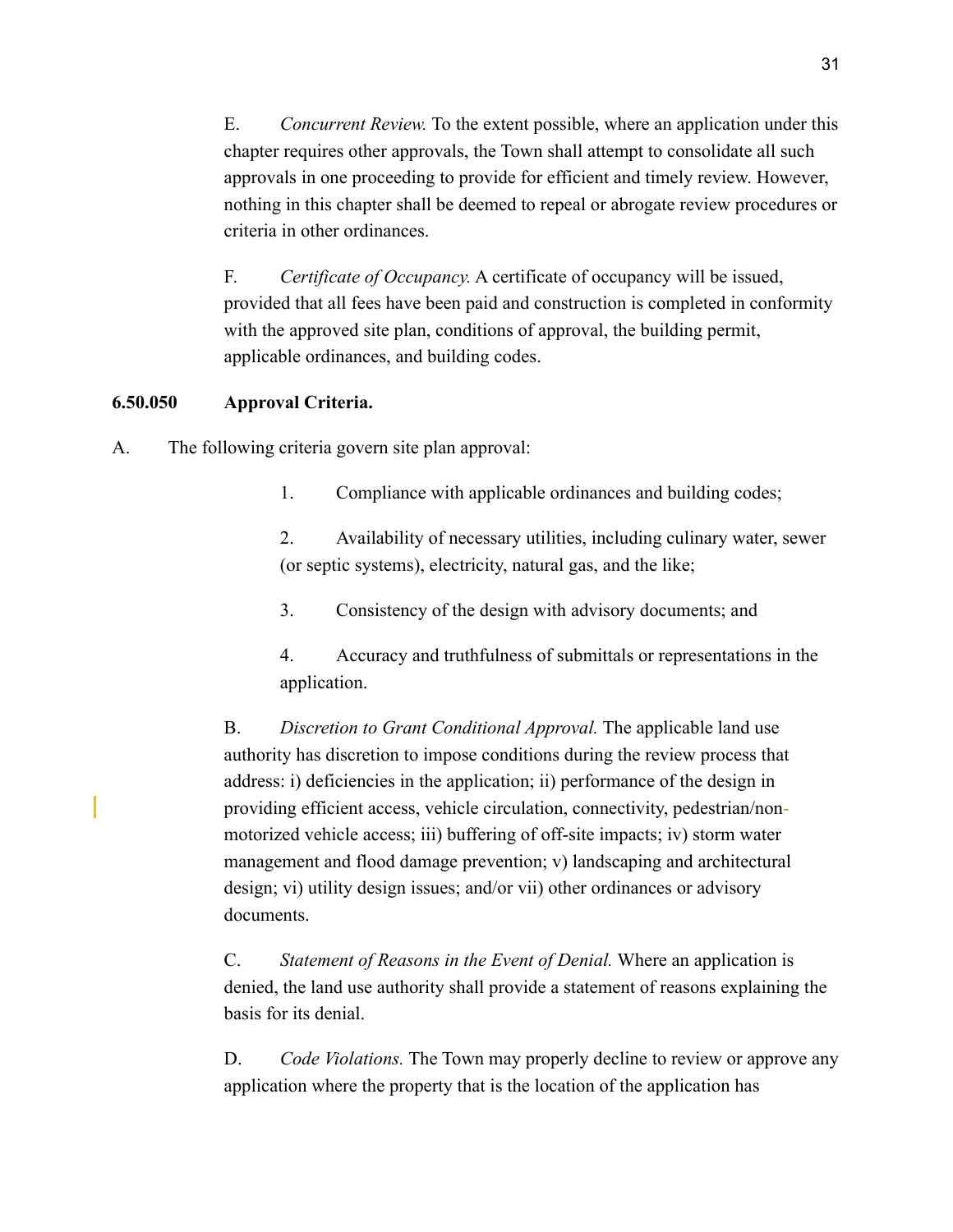E. *Concurrent Review.* To the extent possible, where an application under this chapter requires other approvals, the Town shall attempt to consolidate all such approvals in one proceeding to provide for efficient and timely review. However, nothing in this chapter shall be deemed to repeal or abrogate review procedures or criteria in other ordinances.

F. *Certificate of Occupancy.* A certificate of occupancy will be issued, provided that all fees have been paid and construction is completed in conformity with the approved site plan, conditions of approval, the building permit, applicable ordinances, and building codes.

**6.50.050 Approval Criteria.**

A. The following criteria govern site plan approval:

1. Compliance with applicable ordinances and building codes;

2. Availability of necessary utilities, including culinary water, sewer (or septic systems), electricity, natural gas, and the like;

3. Consistency of the design with advisory documents; and

4. Accuracy and truthfulness of submittals or representations in the application.

B. *Discretion to Grant Conditional Approval.* The applicable land use authority has discretion to impose conditions during the review process that address: i) deficiencies in the application; ii) performance of the design in providing efficient access, vehicle circulation, connectivity, pedestrian/non-motorized vehicle access; iii) buffering of off-site impacts; iv) storm water management and flood damage prevention; v) landscaping and architectural design; vi) utility design issues; and/or vii) other ordinances or advisory documents.

C. *Statement of Reasons in the Event of Denial.* Where an application is denied, the land use authority shall provide a statement of reasons explaining the basis for its denial.

D. *Code Violations.* The Town may properly decline to review or approve any application where the property that is the location of the application has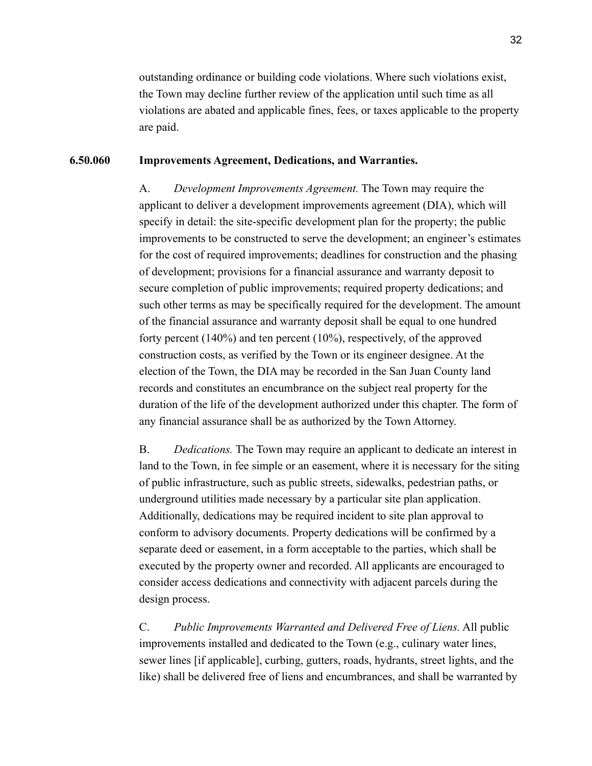outstanding ordinance or building code violations. Where such violations exist, the Town may decline further review of the application until such time as all violations are abated and applicable fines, fees, or taxes applicable to the property are paid.

**6.50.060 Improvements Agreement, Dedications, and Warranties.**

A. *Development Improvements Agreement.* The Town may require the applicant to deliver a development improvements agreement (DIA), which will specify in detail: the site-specific development plan for the property; the public improvements to be constructed to serve the development; an engineer's estimates for the cost of required improvements; deadlines for construction and the phasing of development; provisions for a financial assurance and warranty deposit to secure completion of public improvements; required property dedications; and such other terms as may be specifically required for the development. The amount of the financial assurance and warranty deposit shall be equal to one hundred forty percent (140%) and ten percent (10%), respectively, of the approved construction costs, as verified by the Town or its engineer designee. At the election of the Town, the DIA may be recorded in the San Juan County land records and constitutes an encumbrance on the subject real property for the duration of the life of the development authorized under this chapter. The form of any financial assurance shall be as authorized by the Town Attorney.

B. *Dedications.* The Town may require an applicant to dedicate an interest in land to the Town, in fee simple or an easement, where it is necessary for the siting of public infrastructure, such as public streets, sidewalks, pedestrian paths, or underground utilities made necessary by a particular site plan application. Additionally, dedications may be required incident to site plan approval to conform to advisory documents. Property dedications will be confirmed by a separate deed or easement, in a form acceptable to the parties, which shall be executed by the property owner and recorded. All applicants are encouraged to consider access dedications and connectivity with adjacent parcels during the design process.

C. *Public Improvements Warranted and Delivered Free of Liens.* All public improvements installed and dedicated to the Town (e.g., culinary water lines, sewer lines [if applicable], curbing, gutters, roads, hydrants, street lights, and the like) shall be delivered free of liens and encumbrances, and shall be warranted by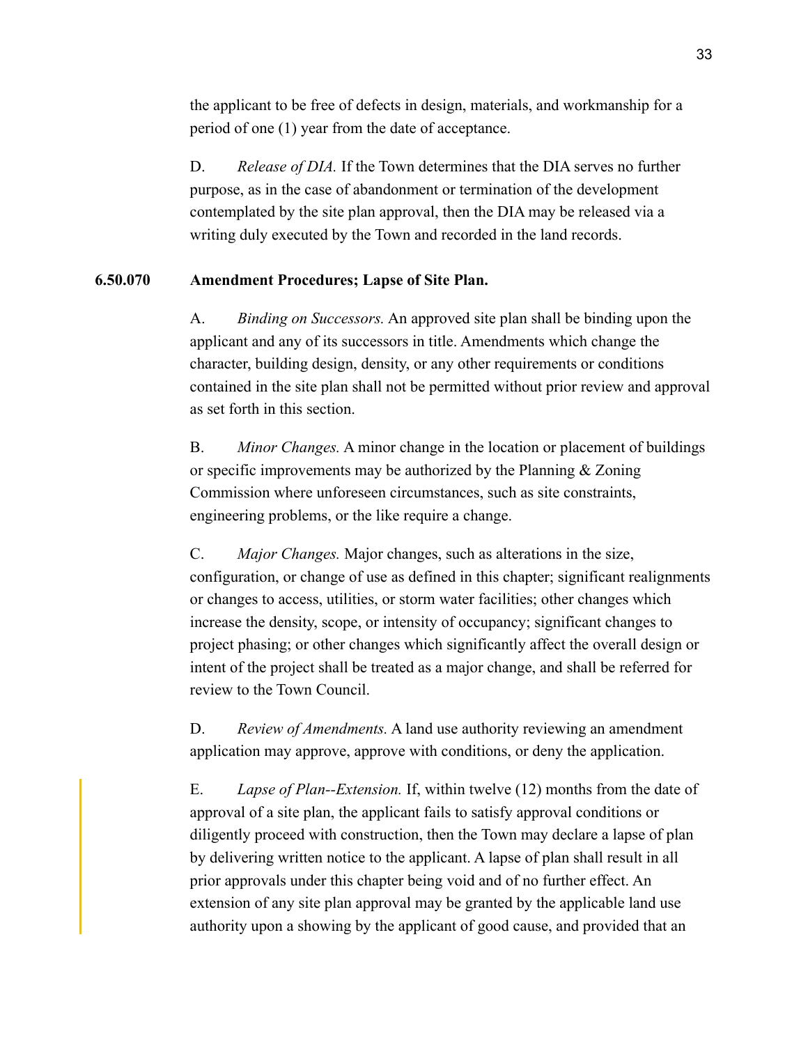the applicant to be free of defects in design, materials, and workmanship for a period of one (1) year from the date of acceptance.

D. *Release of DIA.* If the Town determines that the DIA serves no further purpose, as in the case of abandonment or termination of the development contemplated by the site plan approval, then the DIA may be released via a writing duly executed by the Town and recorded in the land records.

**6.50.070 Amendment Procedures; Lapse of Site Plan.**

A. *Binding on Successors.* An approved site plan shall be binding upon the applicant and any of its successors in title. Amendments which change the character, building design, density, or any other requirements or conditions contained in the site plan shall not be permitted without prior review and approval as set forth in this section.

B. *Minor Changes.* A minor change in the location or placement of buildings or specific improvements may be authorized by the Planning & Zoning Commission where unforeseen circumstances, such as site constraints, engineering problems, or the like require a change.

C. *Major Changes.* Major changes, such as alterations in the size, configuration, or change of use as defined in this chapter; significant realignments or changes to access, utilities, or storm water facilities; other changes which increase the density, scope, or intensity of occupancy; significant changes to project phasing; or other changes which significantly affect the overall design or intent of the project shall be treated as a major change, and shall be referred for review to the Town Council.

D. *Review of Amendments.* A land use authority reviewing an amendment application may approve, approve with conditions, or deny the application.

E. *Lapse of Plan--Extension.* If, within twelve (12) months from the date of approval of a site plan, the applicant fails to satisfy approval conditions or diligently proceed with construction, then the Town may declare a lapse of plan by delivering written notice to the applicant. A lapse of plan shall result in all prior approvals under this chapter being void and of no further effect. An extension of any site plan approval may be granted by the applicable land use authority upon a showing by the applicant of good cause, and provided that an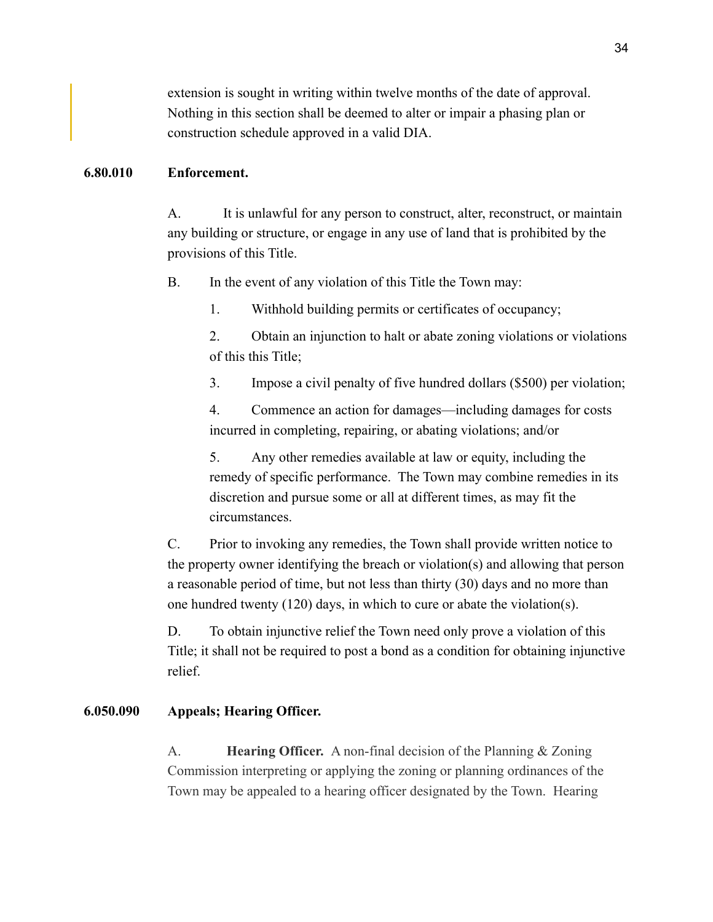extension is sought in writing within twelve months of the date of approval. Nothing in this section shall be deemed to alter or impair a phasing plan or construction schedule approved in a valid DIA.

**6.80.010 Enforcement.**

A. It is unlawful for any person to construct, alter, reconstruct, or maintain any building or structure, or engage in any use of land that is prohibited by the provisions of this Title.

B. In the event of any violation of this Title the Town may:

1. Withhold building permits or certificates of occupancy;

2. Obtain an injunction to halt or abate zoning violations or violations of this this Title;

3. Impose a civil penalty of five hundred dollars ($500) per violation;

4. Commence an action for damages—including damages for costs incurred in completing, repairing, or abating violations; and/or

5. Any other remedies available at law or equity, including the remedy of specific performance. The Town may combine remedies in its discretion and pursue some or all at different times, as may fit the circumstances.

C. Prior to invoking any remedies, the Town shall provide written notice to the property owner identifying the breach or violation(s) and allowing that person a reasonable period of time, but not less than thirty (30) days and no more than one hundred twenty (120) days, in which to cure or abate the violation(s).

D. To obtain injunctive relief the Town need only prove a violation of this Title; it shall not be required to post a bond as a condition for obtaining injunctive relief.

**6.050.090 Appeals; Hearing Officer.**

A. **Hearing Officer.** A non-final decision of the Planning & Zoning Commission interpreting or applying the zoning or planning ordinances of the Town may be appealed to a hearing officer designated by the Town. Hearing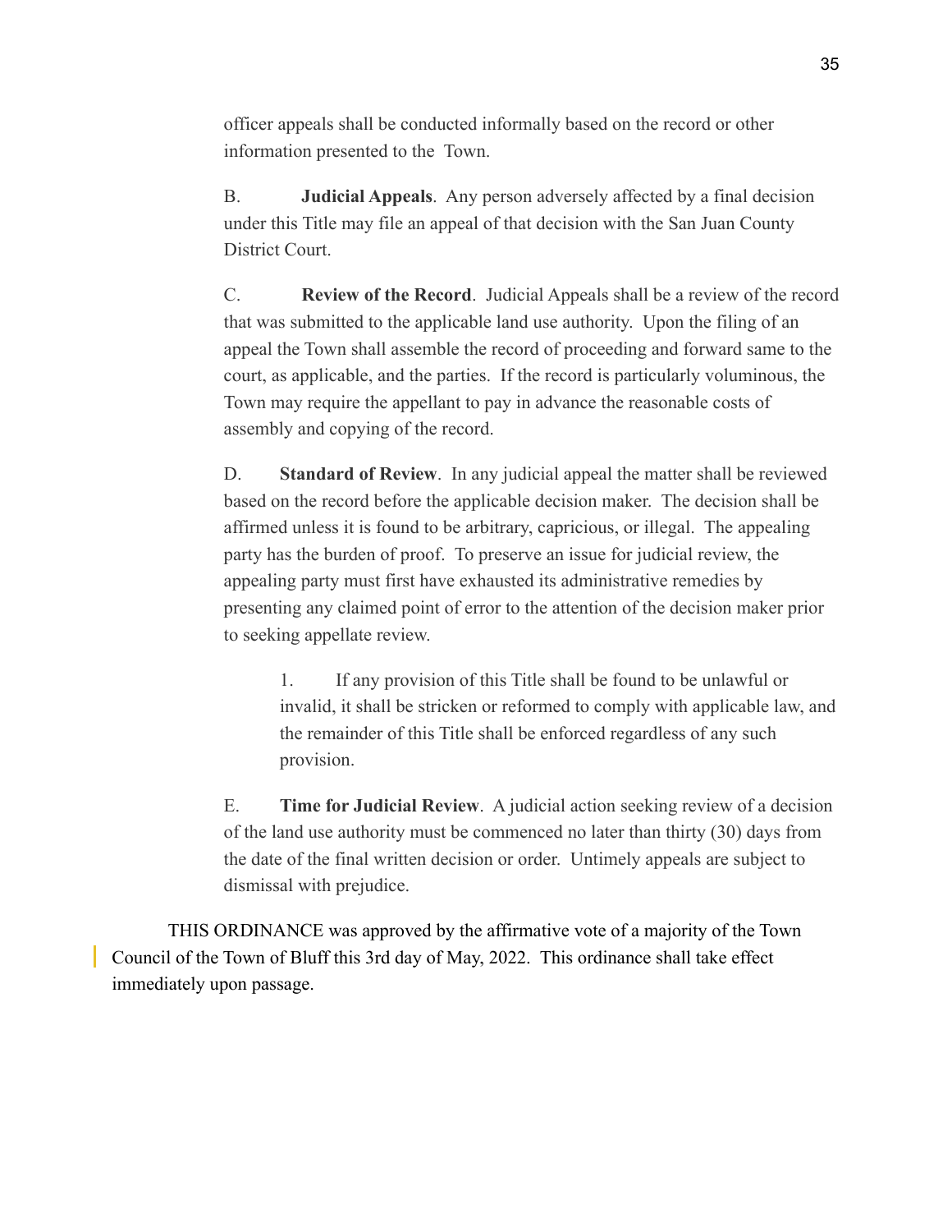officer appeals shall be conducted informally based on the record or other information presented to the Town.

B. **Judicial Appeals**. Any person adversely affected by a final decision under this Title may file an appeal of that decision with the San Juan County District Court.

C. **Review of the Record**. Judicial Appeals shall be a review of the record that was submitted to the applicable land use authority. Upon the filing of an appeal the Town shall assemble the record of proceeding and forward same to the court, as applicable, and the parties. If the record is particularly voluminous, the Town may require the appellant to pay in advance the reasonable costs of assembly and copying of the record.

D. **Standard of Review**. In any judicial appeal the matter shall be reviewed based on the record before the applicable decision maker. The decision shall be affirmed unless it is found to be arbitrary, capricious, or illegal. The appealing party has the burden of proof. To preserve an issue for judicial review, the appealing party must first have exhausted its administrative remedies by presenting any claimed point of error to the attention of the decision maker prior to seeking appellate review.

1. If any provision of this Title shall be found to be unlawful or invalid, it shall be stricken or reformed to comply with applicable law, and the remainder of this Title shall be enforced regardless of any such provision.

E. **Time for Judicial Review**. A judicial action seeking review of a decision of the land use authority must be commenced no later than thirty (30) days from the date of the final written decision or order. Untimely appeals are subject to dismissal with prejudice.

THIS ORDINANCE was approved by the affirmative vote of a majority of the Town Council of the Town of Bluff this 3rd day of May, 2022. This ordinance shall take effect immediately upon passage.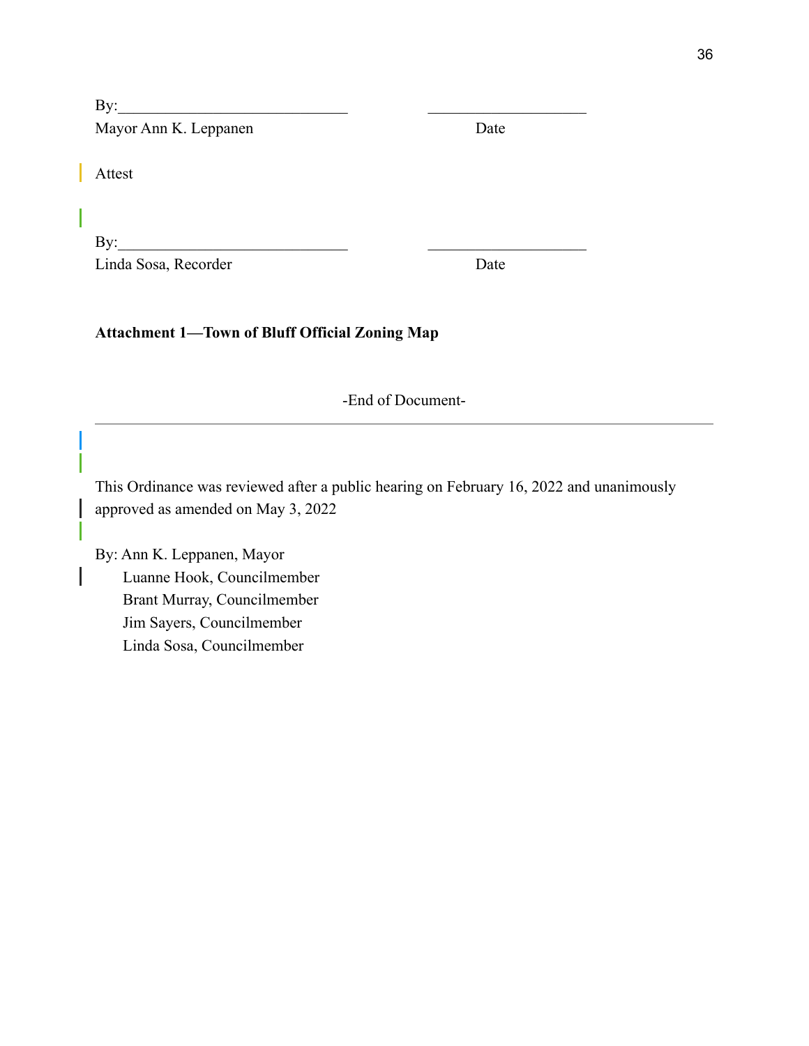By:_____________________________ _____________________

Mayor Ann K. Leppanen Date

Attest

By:_____________________________ _____________________

Linda Sosa, Recorder Date

**Attachment 1—Town of Bluff Official Zoning Map**

-End of Document-

---

This Ordinance was reviewed after a public hearing on February 16, 2022 and unanimously approved as amended on May 3, 2022

By: Ann K. Leppanen, Mayor
Luanne Hook, Councilmember
Brant Murray, Councilmember
Jim Sayers, Councilmember
Linda Sosa, Councilmember